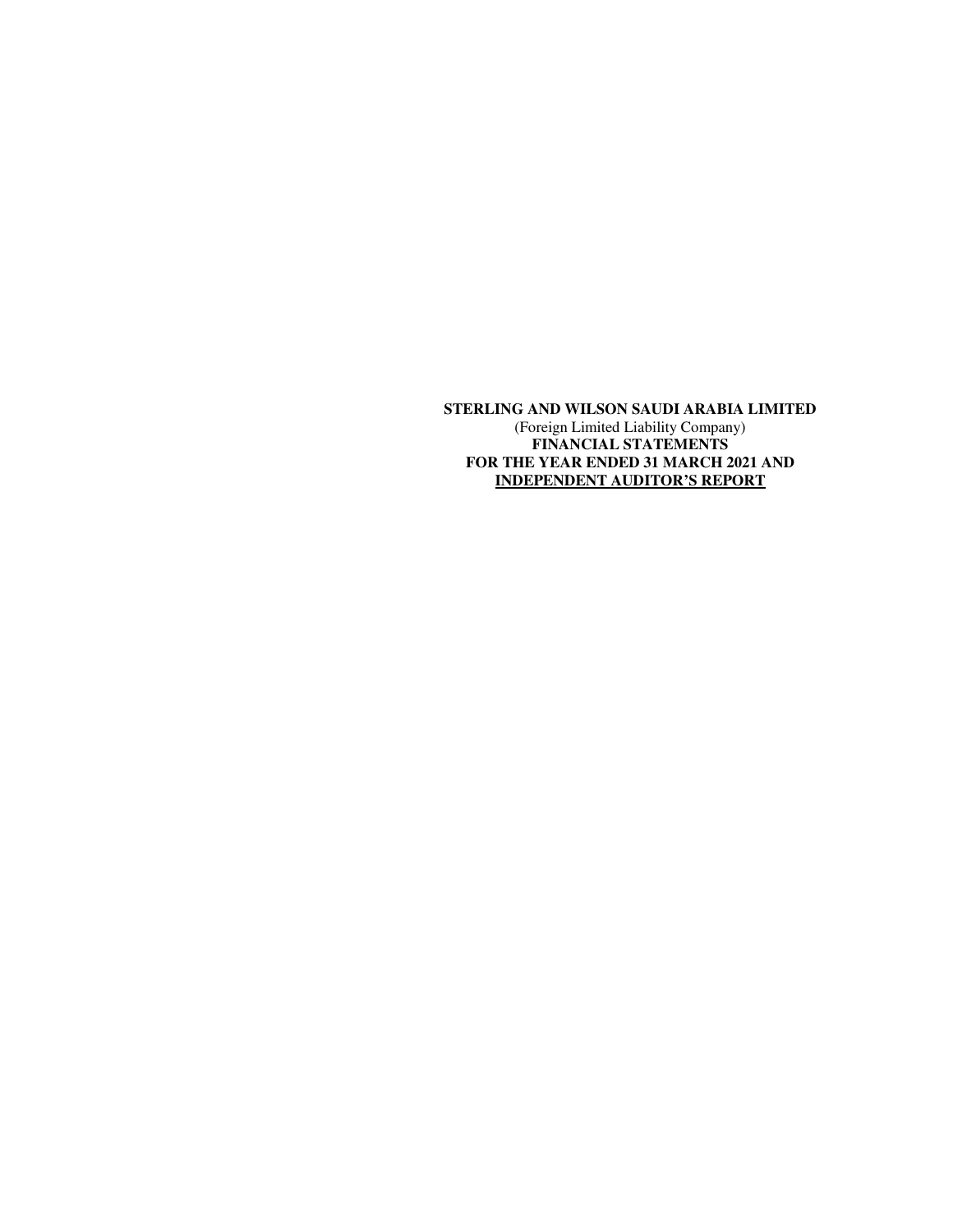**STERLING AND WILSON SAUDI ARABIA LIMITED**
(Foreign Limited Liability Company)
**FINANCIAL STATEMENTS**
**FOR THE YEAR ENDED 31 MARCH 2021 AND**
**INDEPENDENT AUDITOR'S REPORT**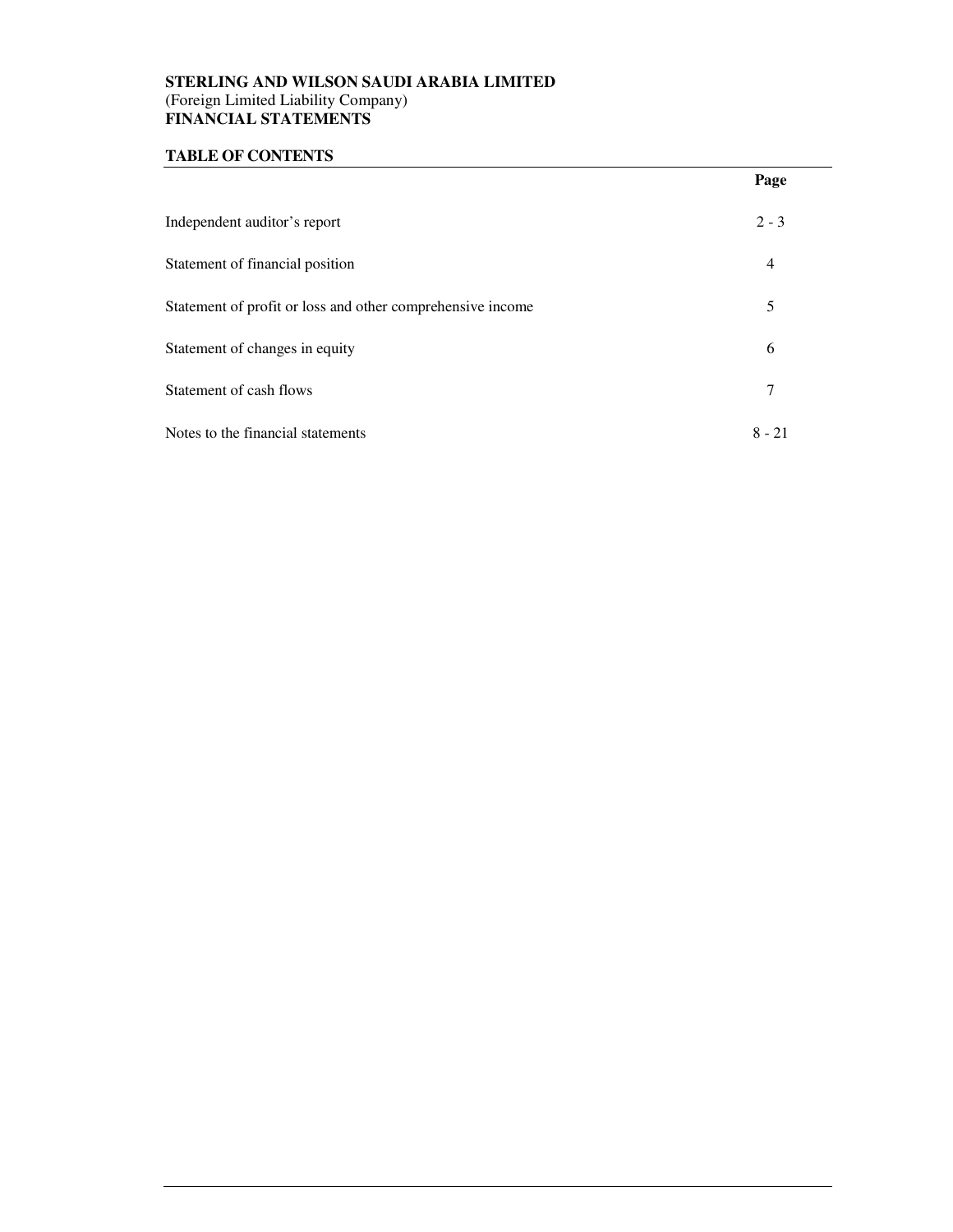**STERLING AND WILSON SAUDI ARABIA LIMITED**
(Foreign Limited Liability Company)
**FINANCIAL STATEMENTS**

## TABLE OF CONTENTS

| | Page |
|---|---|
| Independent auditor's report | 2 - 3 |
| Statement of financial position | 4 |
| Statement of profit or loss and other comprehensive income | 5 |
| Statement of changes in equity | 6 |
| Statement of cash flows | 7 |
| Notes to the financial statements | 8 - 21 |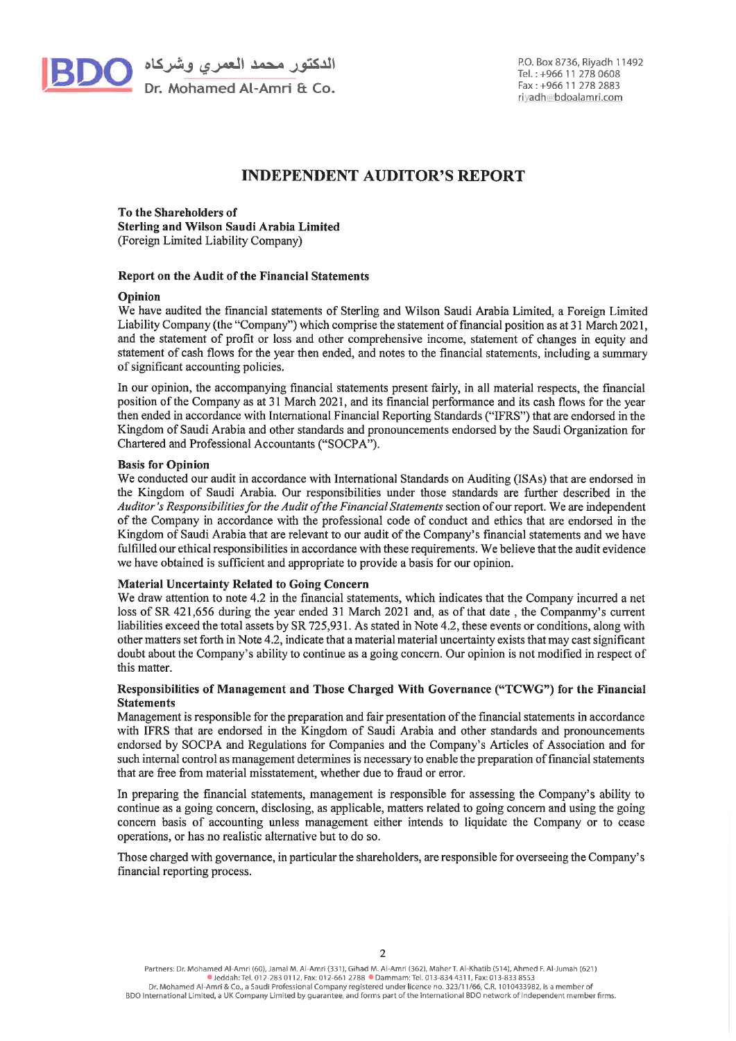# INDEPENDENT AUDITOR'S REPORT

**To the Shareholders of**
**Sterling and Wilson Saudi Arabia Limited**
(Foreign Limited Liability Company)

## Report on the Audit of the Financial Statements

### Opinion

We have audited the financial statements of Sterling and Wilson Saudi Arabia Limited, a Foreign Limited Liability Company (the "Company") which comprise the statement of financial position as at 31 March 2021, and the statement of profit or loss and other comprehensive income, statement of changes in equity and statement of cash flows for the year then ended, and notes to the financial statements, including a summary of significant accounting policies.

In our opinion, the accompanying financial statements present fairly, in all material respects, the financial position of the Company as at 31 March 2021, and its financial performance and its cash flows for the year then ended in accordance with International Financial Reporting Standards ("IFRS") that are endorsed in the Kingdom of Saudi Arabia and other standards and pronouncements endorsed by the Saudi Organization for Chartered and Professional Accountants ("SOCPA").

### Basis for Opinion

We conducted our audit in accordance with International Standards on Auditing (ISAs) that are endorsed in the Kingdom of Saudi Arabia. Our responsibilities under those standards are further described in the *Auditor's Responsibilities for the Audit of the Financial Statements* section of our report. We are independent of the Company in accordance with the professional code of conduct and ethics that are endorsed in the Kingdom of Saudi Arabia that are relevant to our audit of the Company's financial statements and we have fulfilled our ethical responsibilities in accordance with these requirements. We believe that the audit evidence we have obtained is sufficient and appropriate to provide a basis for our opinion.

### Material Uncertainty Related to Going Concern

We draw attention to note 4.2 in the financial statements, which indicates that the Company incurred a net loss of SR 421,656 during the year ended 31 March 2021 and, as of that date , the Companmy's current liabilities exceed the total assets by SR 725,931. As stated in Note 4.2, these events or conditions, along with other matters set forth in Note 4.2, indicate that a material material uncertainty exists that may cast significant doubt about the Company's ability to continue as a going concern. Our opinion is not modified in respect of this matter.

### Responsibilities of Management and Those Charged With Governance ("TCWG") for the Financial Statements

Management is responsible for the preparation and fair presentation of the financial statements in accordance with IFRS that are endorsed in the Kingdom of Saudi Arabia and other standards and pronouncements endorsed by SOCPA and Regulations for Companies and the Company's Articles of Association and for such internal control as management determines is necessary to enable the preparation of financial statements that are free from material misstatement, whether due to fraud or error.

In preparing the financial statements, management is responsible for assessing the Company's ability to continue as a going concern, disclosing, as applicable, matters related to going concern and using the going concern basis of accounting unless management either intends to liquidate the Company or to cease operations, or has no realistic alternative but to do so.

Those charged with governance, in particular the shareholders, are responsible for overseeing the Company's financial reporting process.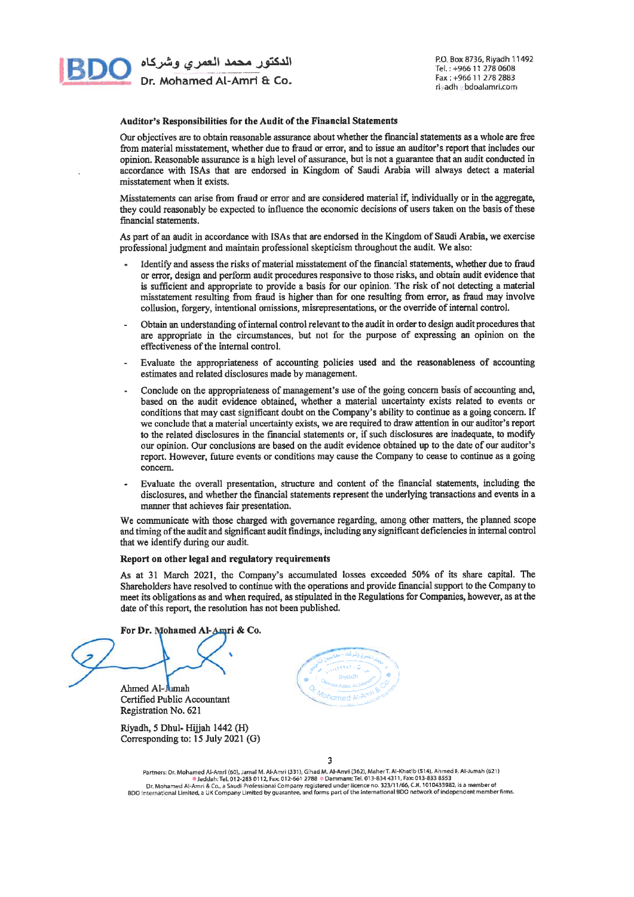### Auditor's Responsibilities for the Audit of the Financial Statements

Our objectives are to obtain reasonable assurance about whether the financial statements as a whole are free from material misstatement, whether due to fraud or error, and to issue an auditor's report that includes our opinion. Reasonable assurance is a high level of assurance, but is not a guarantee that an audit conducted in accordance with ISAs that are endorsed in Kingdom of Saudi Arabia will always detect a material misstatement when it exists.

Misstatements can arise from fraud or error and are considered material if, individually or in the aggregate, they could reasonably be expected to influence the economic decisions of users taken on the basis of these financial statements.

As part of an audit in accordance with ISAs that are endorsed in the Kingdom of Saudi Arabia, we exercise professional judgment and maintain professional skepticism throughout the audit. We also:

- Identify and assess the risks of material misstatement of the financial statements, whether due to fraud or error, design and perform audit procedures responsive to those risks, and obtain audit evidence that is sufficient and appropriate to provide a basis for our opinion. The risk of not detecting a material misstatement resulting from fraud is higher than for one resulting from error, as fraud may involve collusion, forgery, intentional omissions, misrepresentations, or the override of internal control.
- Obtain an understanding of internal control relevant to the audit in order to design audit procedures that are appropriate in the circumstances, but not for the purpose of expressing an opinion on the effectiveness of the internal control.
- Evaluate the appropriateness of accounting policies used and the reasonableness of accounting estimates and related disclosures made by management.
- Conclude on the appropriateness of management's use of the going concern basis of accounting and, based on the audit evidence obtained, whether a material uncertainty exists related to events or conditions that may cast significant doubt on the Company's ability to continue as a going concern. If we conclude that a material uncertainty exists, we are required to draw attention in our auditor's report to the related disclosures in the financial statements or, if such disclosures are inadequate, to modify our opinion. Our conclusions are based on the audit evidence obtained up to the date of our auditor's report. However, future events or conditions may cause the Company to cease to continue as a going concern.
- Evaluate the overall presentation, structure and content of the financial statements, including the disclosures, and whether the financial statements represent the underlying transactions and events in a manner that achieves fair presentation.

We communicate with those charged with governance regarding, among other matters, the planned scope and timing of the audit and significant audit findings, including any significant deficiencies in internal control that we identify during our audit.

### Report on other legal and regulatory requirements

As at 31 March 2021, the Company's accumulated losses exceeded 50% of its share capital. The Shareholders have resolved to continue with the operations and provide financial support to the Company to meet its obligations as and when required, as stipulated in the Regulations for Companies, however, as at the date of this report, the resolution has not been published.

**For Dr. Mohamed Al-Amri & Co.**

Ahmed Al-Jumah
Certified Public Accountant
Registration No. 621

Riyadh, 5 Dhul- Hijjah 1442 (H)
Corresponding to: 15 July 2021 (G)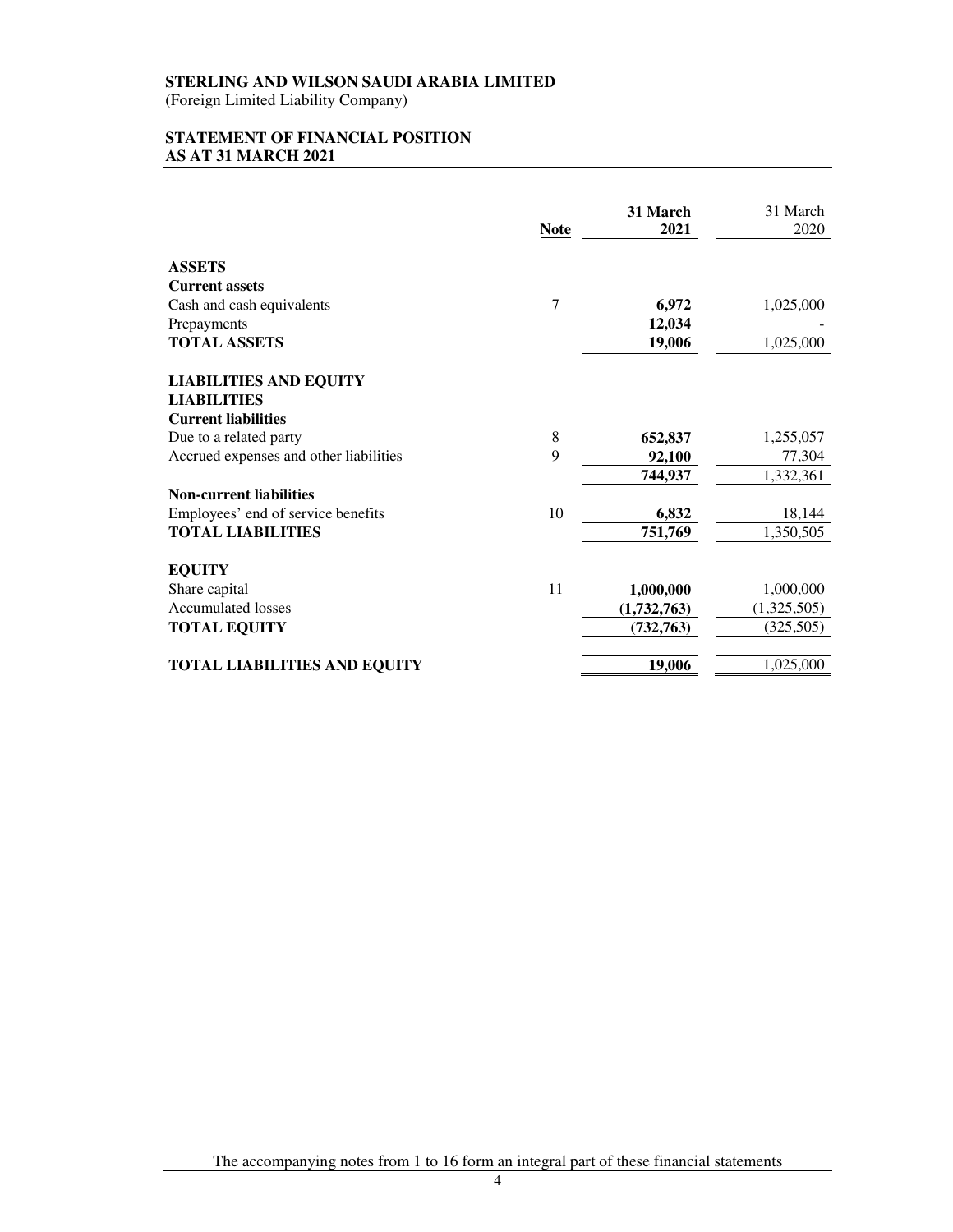**STERLING AND WILSON SAUDI ARABIA LIMITED**
(Foreign Limited Liability Company)

**STATEMENT OF FINANCIAL POSITION**
**AS AT 31 MARCH 2021**

| | Note | 31 March 2021 | 31 March 2020 |
|---|---|---|---|
| **ASSETS** | | | |
| **Current assets** | | | |
| Cash and cash equivalents | 7 | **6,972** | 1,025,000 |
| Prepayments | | **12,034** | - |
| **TOTAL ASSETS** | | **19,006** | 1,025,000 |
| | | | |
| **LIABILITIES AND EQUITY** | | | |
| **LIABILITIES** | | | |
| **Current liabilities** | | | |
| Due to a related party | 8 | **652,837** | 1,255,057 |
| Accrued expenses and other liabilities | 9 | **92,100** | 77,304 |
| | | **744,937** | 1,332,361 |
| **Non-current liabilities** | | | |
| Employees' end of service benefits | 10 | **6,832** | 18,144 |
| **TOTAL LIABILITIES** | | **751,769** | 1,350,505 |
| | | | |
| **EQUITY** | | | |
| Share capital | 11 | **1,000,000** | 1,000,000 |
| Accumulated losses | | **(1,732,763)** | (1,325,505) |
| **TOTAL EQUITY** | | **(732,763)** | (325,505) |
| | | | |
| **TOTAL LIABILITIES AND EQUITY** | | **19,006** | 1,025,000 |

The accompanying notes from 1 to 16 form an integral part of these financial statements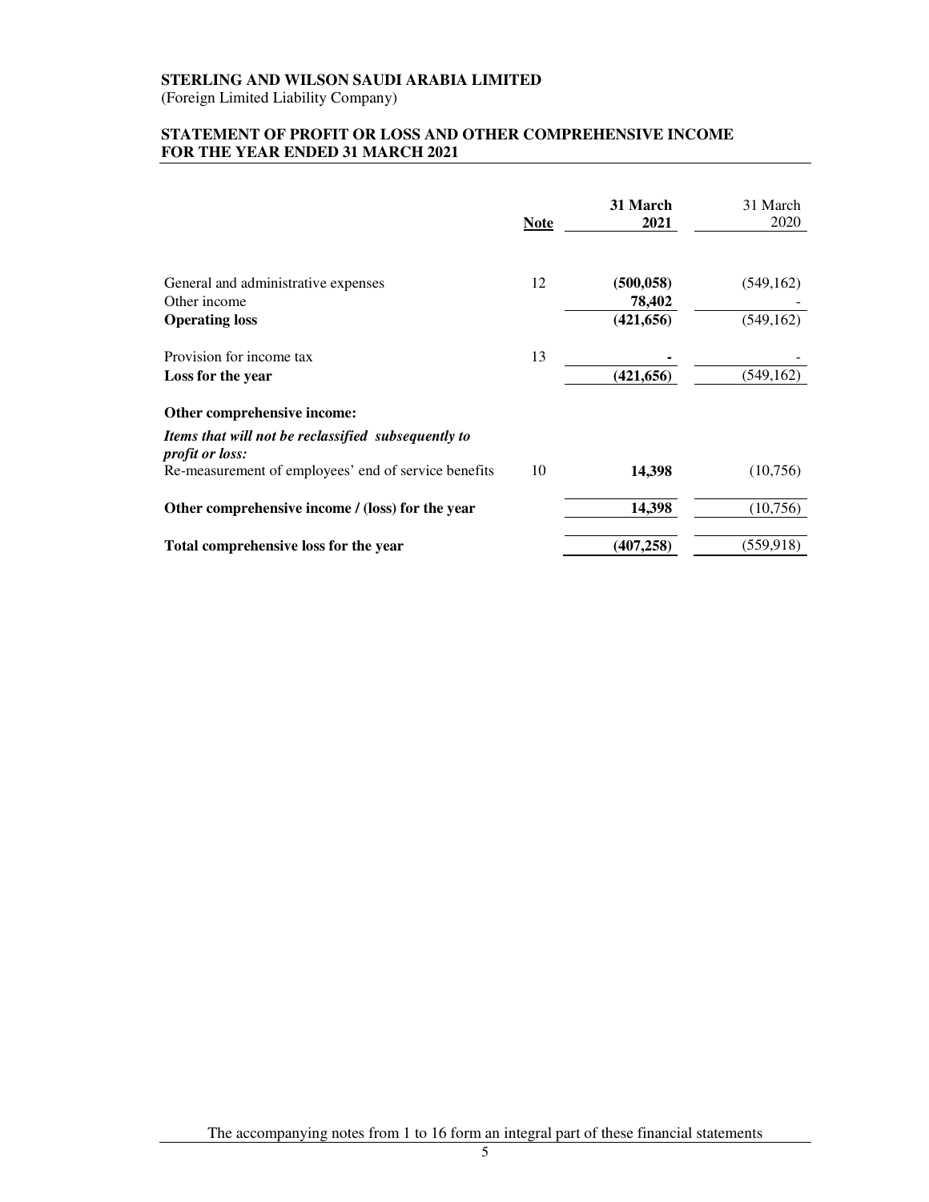**STERLING AND WILSON SAUDI ARABIA LIMITED**
(Foreign Limited Liability Company)

## STATEMENT OF PROFIT OR LOSS AND OTHER COMPREHENSIVE INCOME FOR THE YEAR ENDED 31 MARCH 2021

| | Note | **31 March 2021** | 31 March 2020 |
|---|---|---|---|
| General and administrative expenses | 12 | **(500,058)** | (549,162) |
| Other income | | **78,402** | - |
| **Operating loss** | | **(421,656)** | (549,162) |
| Provision for income tax | 13 | **-** | - |
| **Loss for the year** | | **(421,656)** | (549,162) |
| **Other comprehensive income:** | | | |
| ***Items that will not be reclassified subsequently to profit or loss:*** | | | |
| Re-measurement of employees' end of service benefits | 10 | **14,398** | (10,756) |
| **Other comprehensive income / (loss) for the year** | | **14,398** | (10,756) |
| **Total comprehensive loss for the year** | | **(407,258)** | (559,918) |

The accompanying notes from 1 to 16 form an integral part of these financial statements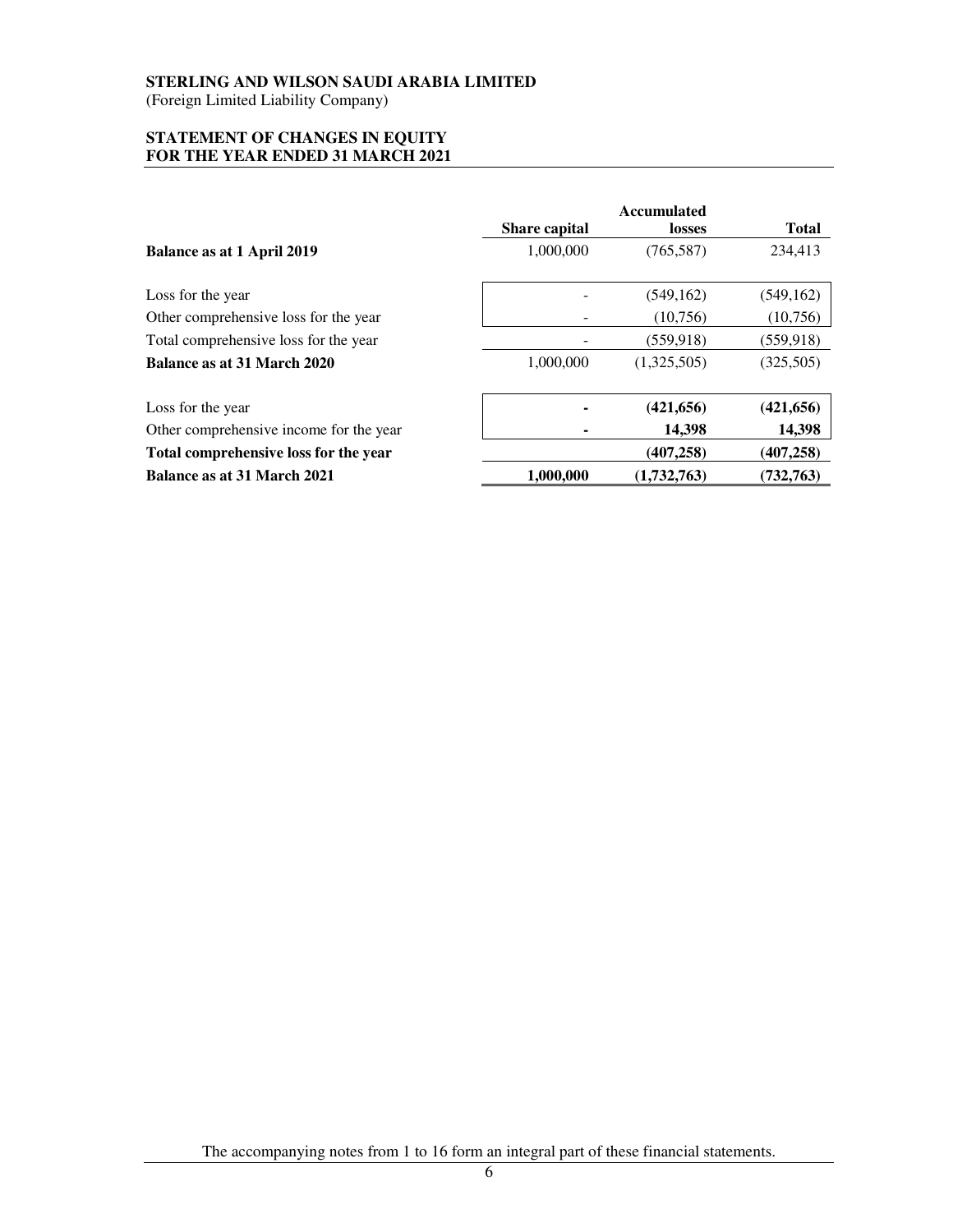**STERLING AND WILSON SAUDI ARABIA LIMITED**
(Foreign Limited Liability Company)

**STATEMENT OF CHANGES IN EQUITY**
**FOR THE YEAR ENDED 31 MARCH 2021**

| | Share capital | Accumulated losses | Total |
|---|---|---|---|
| **Balance as at 1 April 2019** | 1,000,000 | (765,587) | 234,413 |
| Loss for the year | - | (549,162) | (549,162) |
| Other comprehensive loss for the year | - | (10,756) | (10,756) |
| Total comprehensive loss for the year | - | (559,918) | (559,918) |
| **Balance as at 31 March 2020** | 1,000,000 | (1,325,505) | (325,505) |
| Loss for the year | **-** | **(421,656)** | **(421,656)** |
| Other comprehensive income for the year | **-** | **14,398** | **14,398** |
| **Total comprehensive loss for the year** | | **(407,258)** | **(407,258)** |
| **Balance as at 31 March 2021** | **1,000,000** | **(1,732,763)** | **(732,763)** |

The accompanying notes from 1 to 16 form an integral part of these financial statements.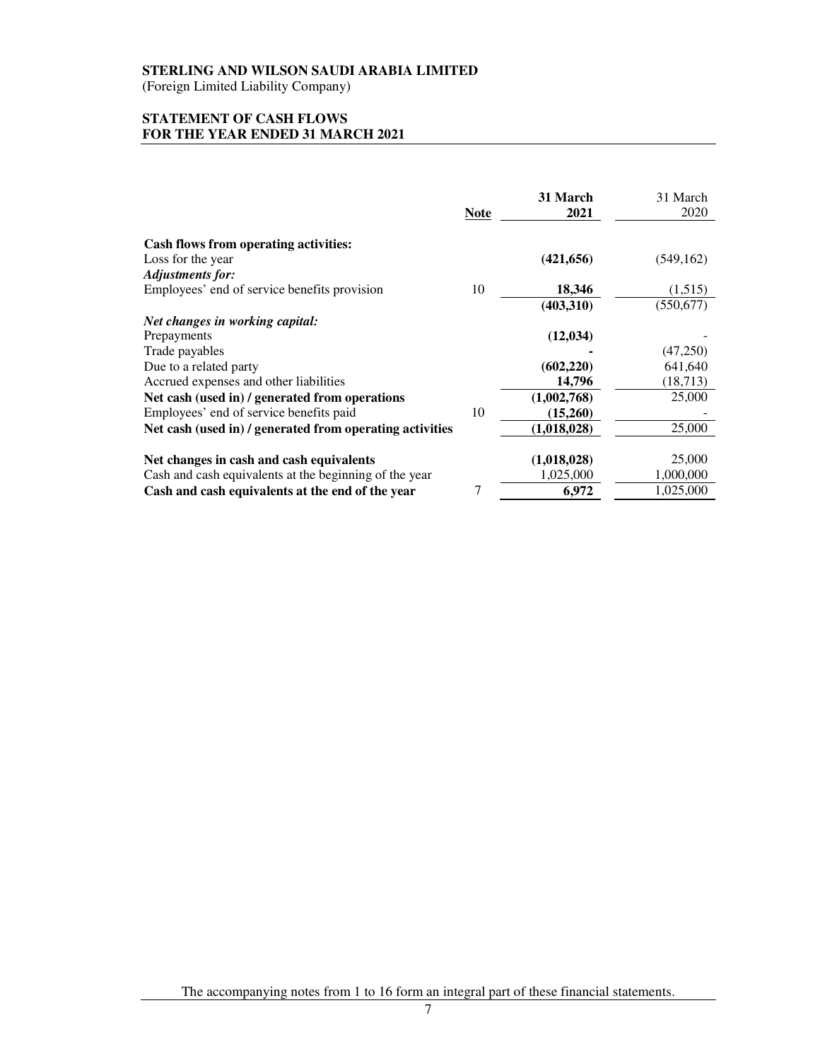**STERLING AND WILSON SAUDI ARABIA LIMITED**
(Foreign Limited Liability Company)

**STATEMENT OF CASH FLOWS**
**FOR THE YEAR ENDED 31 MARCH 2021**

| | Note | **31 March 2021** | 31 March 2020 |
|---|---|---|---|
| **Cash flows from operating activities:** | | | |
| Loss for the year | | **(421,656)** | (549,162) |
| ***Adjustments for:*** | | | |
| Employees' end of service benefits provision | 10 | **18,346** | (1,515) |
| | | **(403,310)** | (550,677) |
| ***Net changes in working capital:*** | | | |
| Prepayments | | **(12,034)** | - |
| Trade payables | | **-** | (47,250) |
| Due to a related party | | **(602,220)** | 641,640 |
| Accrued expenses and other liabilities | | **14,796** | (18,713) |
| **Net cash (used in) / generated from operations** | | **(1,002,768)** | 25,000 |
| Employees' end of service benefits paid | 10 | **(15,260)** | - |
| **Net cash (used in) / generated from operating activities** | | **(1,018,028)** | 25,000 |
| **Net changes in cash and cash equivalents** | | **(1,018,028)** | 25,000 |
| Cash and cash equivalents at the beginning of the year | | 1,025,000 | 1,000,000 |
| **Cash and cash equivalents at the end of the year** | 7 | **6,972** | 1,025,000 |

The accompanying notes from 1 to 16 form an integral part of these financial statements.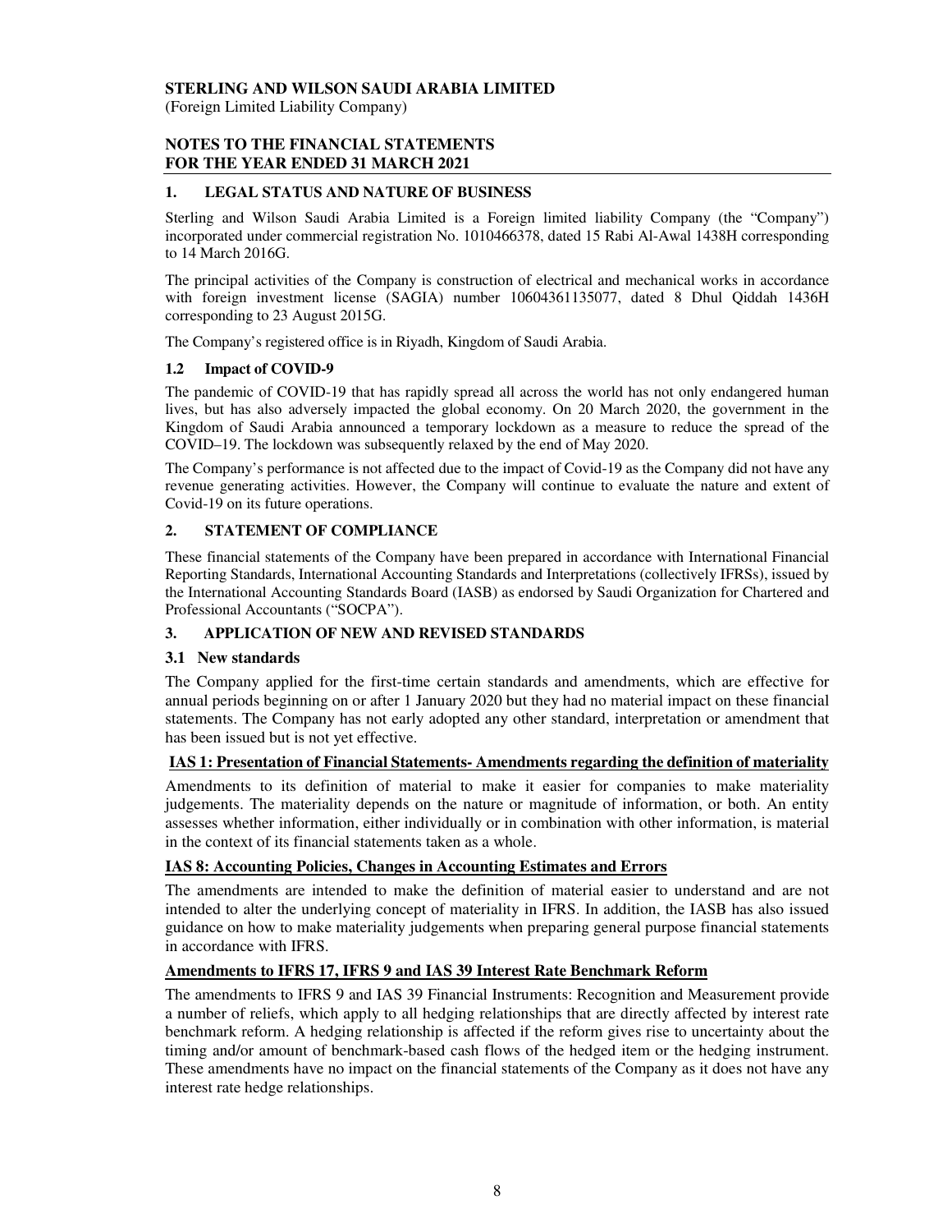**STERLING AND WILSON SAUDI ARABIA LIMITED**
(Foreign Limited Liability Company)

**NOTES TO THE FINANCIAL STATEMENTS**
**FOR THE YEAR ENDED 31 MARCH 2021**

## 1. LEGAL STATUS AND NATURE OF BUSINESS

Sterling and Wilson Saudi Arabia Limited is a Foreign limited liability Company (the "Company") incorporated under commercial registration No. 1010466378, dated 15 Rabi Al-Awal 1438H corresponding to 14 March 2016G.

The principal activities of the Company is construction of electrical and mechanical works in accordance with foreign investment license (SAGIA) number 10604361135077, dated 8 Dhul Qiddah 1436H corresponding to 23 August 2015G.

The Company's registered office is in Riyadh, Kingdom of Saudi Arabia.

### 1.2 Impact of COVID-9

The pandemic of COVID-19 that has rapidly spread all across the world has not only endangered human lives, but has also adversely impacted the global economy. On 20 March 2020, the government in the Kingdom of Saudi Arabia announced a temporary lockdown as a measure to reduce the spread of the COVID–19. The lockdown was subsequently relaxed by the end of May 2020.

The Company's performance is not affected due to the impact of Covid-19 as the Company did not have any revenue generating activities. However, the Company will continue to evaluate the nature and extent of Covid-19 on its future operations.

## 2. STATEMENT OF COMPLIANCE

These financial statements of the Company have been prepared in accordance with International Financial Reporting Standards, International Accounting Standards and Interpretations (collectively IFRSs), issued by the International Accounting Standards Board (IASB) as endorsed by Saudi Organization for Chartered and Professional Accountants ("SOCPA").

## 3. APPLICATION OF NEW AND REVISED STANDARDS

### 3.1 New standards

The Company applied for the first-time certain standards and amendments, which are effective for annual periods beginning on or after 1 January 2020 but they had no material impact on these financial statements. The Company has not early adopted any other standard, interpretation or amendment that has been issued but is not yet effective.

**IAS 1: Presentation of Financial Statements- Amendments regarding the definition of materiality**

Amendments to its definition of material to make it easier for companies to make materiality judgements. The materiality depends on the nature or magnitude of information, or both. An entity assesses whether information, either individually or in combination with other information, is material in the context of its financial statements taken as a whole.

**IAS 8: Accounting Policies, Changes in Accounting Estimates and Errors**

The amendments are intended to make the definition of material easier to understand and are not intended to alter the underlying concept of materiality in IFRS. In addition, the IASB has also issued guidance on how to make materiality judgements when preparing general purpose financial statements in accordance with IFRS.

**Amendments to IFRS 17, IFRS 9 and IAS 39 Interest Rate Benchmark Reform**

The amendments to IFRS 9 and IAS 39 Financial Instruments: Recognition and Measurement provide a number of reliefs, which apply to all hedging relationships that are directly affected by interest rate benchmark reform. A hedging relationship is affected if the reform gives rise to uncertainty about the timing and/or amount of benchmark-based cash flows of the hedged item or the hedging instrument. These amendments have no impact on the financial statements of the Company as it does not have any interest rate hedge relationships.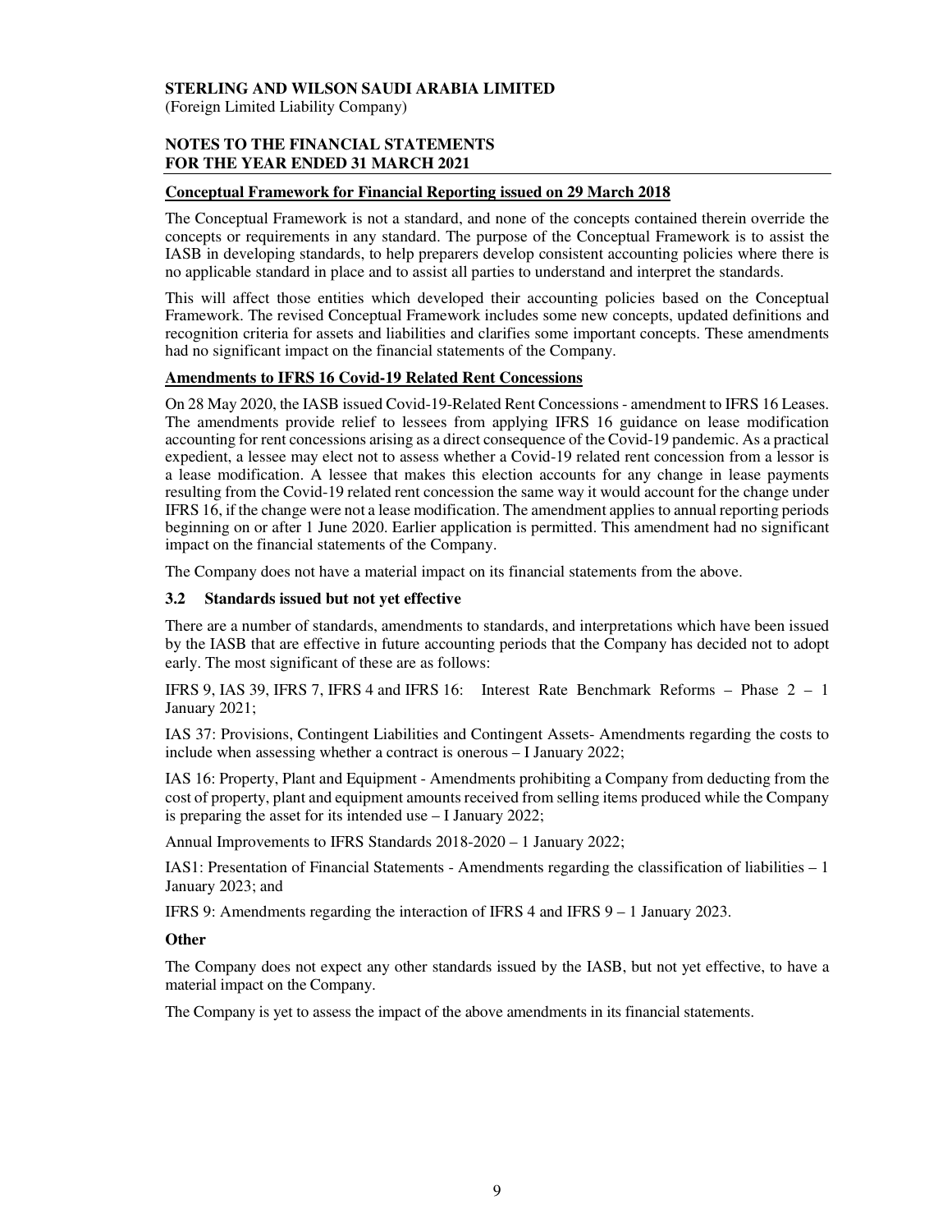**Conceptual Framework for Financial Reporting issued on 29 March 2018**

The Conceptual Framework is not a standard, and none of the concepts contained therein override the concepts or requirements in any standard. The purpose of the Conceptual Framework is to assist the IASB in developing standards, to help preparers develop consistent accounting policies where there is no applicable standard in place and to assist all parties to understand and interpret the standards.

This will affect those entities which developed their accounting policies based on the Conceptual Framework. The revised Conceptual Framework includes some new concepts, updated definitions and recognition criteria for assets and liabilities and clarifies some important concepts. These amendments had no significant impact on the financial statements of the Company.

**Amendments to IFRS 16 Covid-19 Related Rent Concessions**

On 28 May 2020, the IASB issued Covid-19-Related Rent Concessions - amendment to IFRS 16 Leases. The amendments provide relief to lessees from applying IFRS 16 guidance on lease modification accounting for rent concessions arising as a direct consequence of the Covid-19 pandemic. As a practical expedient, a lessee may elect not to assess whether a Covid-19 related rent concession from a lessor is a lease modification. A lessee that makes this election accounts for any change in lease payments resulting from the Covid-19 related rent concession the same way it would account for the change under IFRS 16, if the change were not a lease modification. The amendment applies to annual reporting periods beginning on or after 1 June 2020. Earlier application is permitted. This amendment had no significant impact on the financial statements of the Company.

The Company does not have a material impact on its financial statements from the above.

### 3.2 Standards issued but not yet effective

There are a number of standards, amendments to standards, and interpretations which have been issued by the IASB that are effective in future accounting periods that the Company has decided not to adopt early. The most significant of these are as follows:

IFRS 9, IAS 39, IFRS 7, IFRS 4 and IFRS 16: Interest Rate Benchmark Reforms – Phase 2 – 1 January 2021;

IAS 37: Provisions, Contingent Liabilities and Contingent Assets- Amendments regarding the costs to include when assessing whether a contract is onerous – I January 2022;

IAS 16: Property, Plant and Equipment - Amendments prohibiting a Company from deducting from the cost of property, plant and equipment amounts received from selling items produced while the Company is preparing the asset for its intended use – I January 2022;

Annual Improvements to IFRS Standards 2018-2020 – 1 January 2022;

IAS1: Presentation of Financial Statements - Amendments regarding the classification of liabilities – 1 January 2023; and

IFRS 9: Amendments regarding the interaction of IFRS 4 and IFRS 9 – 1 January 2023.

**Other**

The Company does not expect any other standards issued by the IASB, but not yet effective, to have a material impact on the Company.

The Company is yet to assess the impact of the above amendments in its financial statements.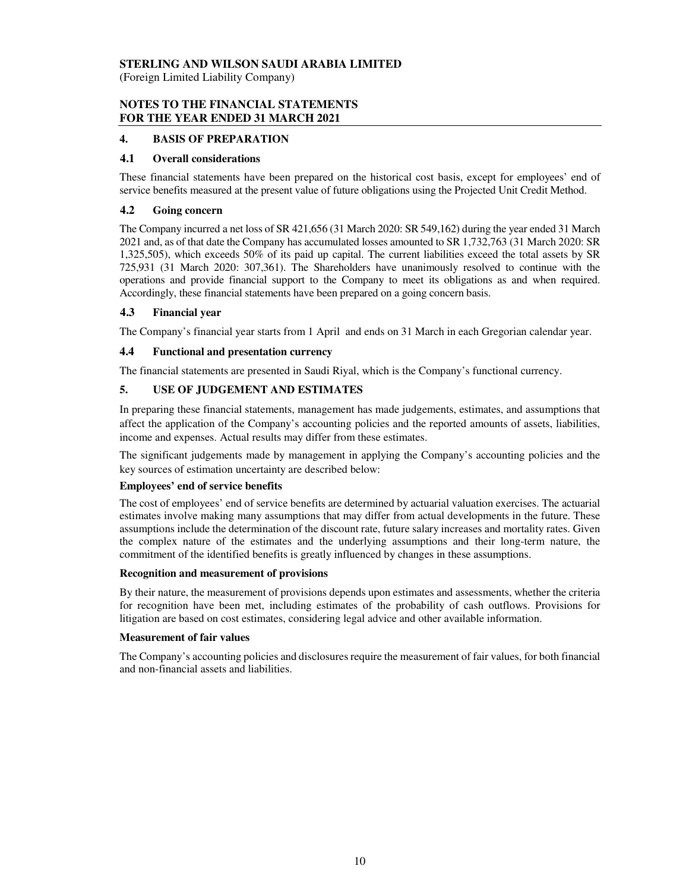**STERLING AND WILSON SAUDI ARABIA LIMITED**
(Foreign Limited Liability Company)

**NOTES TO THE FINANCIAL STATEMENTS**
**FOR THE YEAR ENDED 31 MARCH 2021**

## 4. BASIS OF PREPARATION

### 4.1 Overall considerations

These financial statements have been prepared on the historical cost basis, except for employees' end of service benefits measured at the present value of future obligations using the Projected Unit Credit Method.

### 4.2 Going concern

The Company incurred a net loss of SR 421,656 (31 March 2020: SR 549,162) during the year ended 31 March 2021 and, as of that date the Company has accumulated losses amounted to SR 1,732,763 (31 March 2020: SR 1,325,505), which exceeds 50% of its paid up capital. The current liabilities exceed the total assets by SR 725,931 (31 March 2020: 307,361). The Shareholders have unanimously resolved to continue with the operations and provide financial support to the Company to meet its obligations as and when required. Accordingly, these financial statements have been prepared on a going concern basis.

### 4.3 Financial year

The Company's financial year starts from 1 April and ends on 31 March in each Gregorian calendar year.

### 4.4 Functional and presentation currency

The financial statements are presented in Saudi Riyal, which is the Company's functional currency.

## 5. USE OF JUDGEMENT AND ESTIMATES

In preparing these financial statements, management has made judgements, estimates, and assumptions that affect the application of the Company's accounting policies and the reported amounts of assets, liabilities, income and expenses. Actual results may differ from these estimates.

The significant judgements made by management in applying the Company's accounting policies and the key sources of estimation uncertainty are described below:

**Employees' end of service benefits**

The cost of employees' end of service benefits are determined by actuarial valuation exercises. The actuarial estimates involve making many assumptions that may differ from actual developments in the future. These assumptions include the determination of the discount rate, future salary increases and mortality rates. Given the complex nature of the estimates and the underlying assumptions and their long-term nature, the commitment of the identified benefits is greatly influenced by changes in these assumptions.

**Recognition and measurement of provisions**

By their nature, the measurement of provisions depends upon estimates and assessments, whether the criteria for recognition have been met, including estimates of the probability of cash outflows. Provisions for litigation are based on cost estimates, considering legal advice and other available information.

**Measurement of fair values**

The Company's accounting policies and disclosures require the measurement of fair values, for both financial and non-financial assets and liabilities.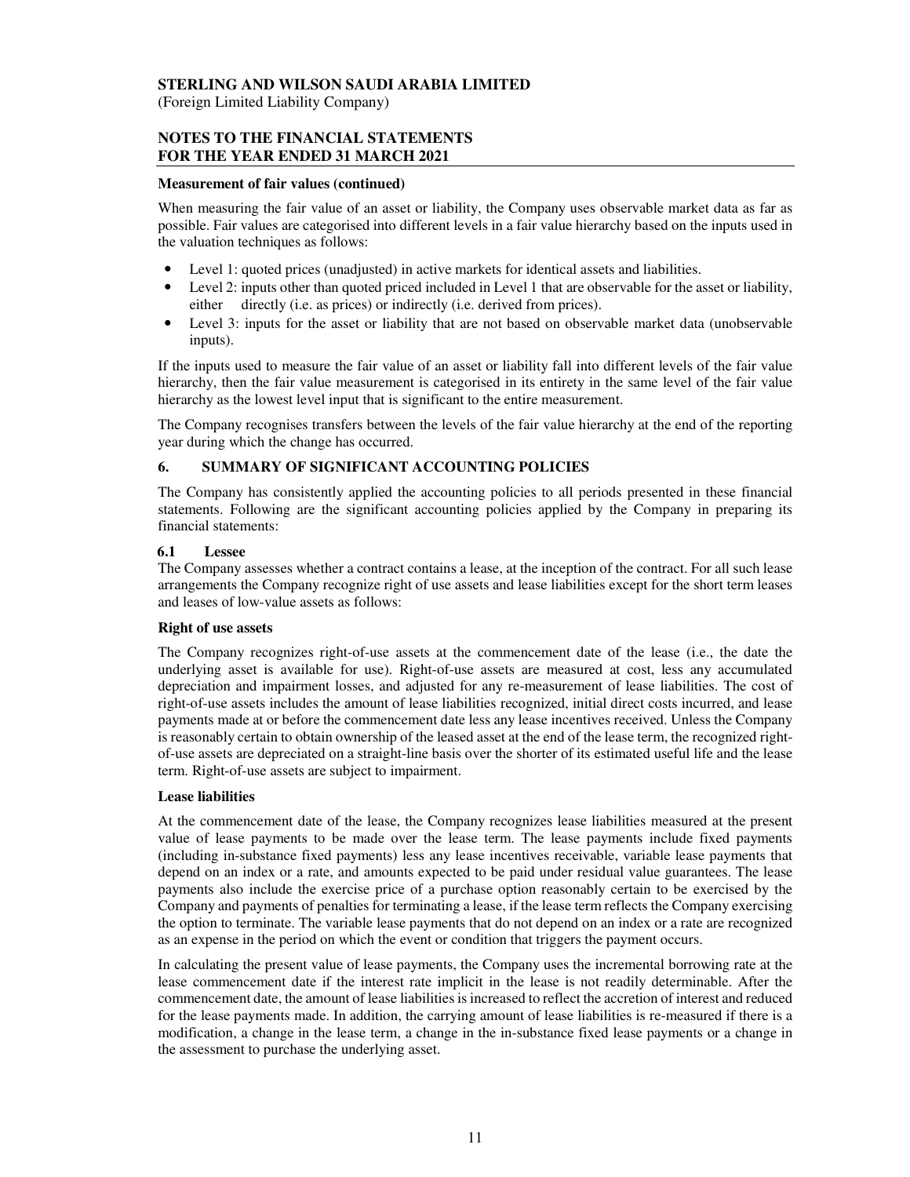**Measurement of fair values (continued)**

When measuring the fair value of an asset or liability, the Company uses observable market data as far as possible. Fair values are categorised into different levels in a fair value hierarchy based on the inputs used in the valuation techniques as follows:

- Level 1: quoted prices (unadjusted) in active markets for identical assets and liabilities.
- Level 2: inputs other than quoted priced included in Level 1 that are observable for the asset or liability, either directly (i.e. as prices) or indirectly (i.e. derived from prices).
- Level 3: inputs for the asset or liability that are not based on observable market data (unobservable inputs).

If the inputs used to measure the fair value of an asset or liability fall into different levels of the fair value hierarchy, then the fair value measurement is categorised in its entirety in the same level of the fair value hierarchy as the lowest level input that is significant to the entire measurement.

The Company recognises transfers between the levels of the fair value hierarchy at the end of the reporting year during which the change has occurred.

## 6. SUMMARY OF SIGNIFICANT ACCOUNTING POLICIES

The Company has consistently applied the accounting policies to all periods presented in these financial statements. Following are the significant accounting policies applied by the Company in preparing its financial statements:

### 6.1 Lessee

The Company assesses whether a contract contains a lease, at the inception of the contract. For all such lease arrangements the Company recognize right of use assets and lease liabilities except for the short term leases and leases of low-value assets as follows:

**Right of use assets**

The Company recognizes right-of-use assets at the commencement date of the lease (i.e., the date the underlying asset is available for use). Right-of-use assets are measured at cost, less any accumulated depreciation and impairment losses, and adjusted for any re-measurement of lease liabilities. The cost of right-of-use assets includes the amount of lease liabilities recognized, initial direct costs incurred, and lease payments made at or before the commencement date less any lease incentives received. Unless the Company is reasonably certain to obtain ownership of the leased asset at the end of the lease term, the recognized right-of-use assets are depreciated on a straight-line basis over the shorter of its estimated useful life and the lease term. Right-of-use assets are subject to impairment.

**Lease liabilities**

At the commencement date of the lease, the Company recognizes lease liabilities measured at the present value of lease payments to be made over the lease term. The lease payments include fixed payments (including in-substance fixed payments) less any lease incentives receivable, variable lease payments that depend on an index or a rate, and amounts expected to be paid under residual value guarantees. The lease payments also include the exercise price of a purchase option reasonably certain to be exercised by the Company and payments of penalties for terminating a lease, if the lease term reflects the Company exercising the option to terminate. The variable lease payments that do not depend on an index or a rate are recognized as an expense in the period on which the event or condition that triggers the payment occurs.

In calculating the present value of lease payments, the Company uses the incremental borrowing rate at the lease commencement date if the interest rate implicit in the lease is not readily determinable. After the commencement date, the amount of lease liabilities is increased to reflect the accretion of interest and reduced for the lease payments made. In addition, the carrying amount of lease liabilities is re-measured if there is a modification, a change in the lease term, a change in the in-substance fixed lease payments or a change in the assessment to purchase the underlying asset.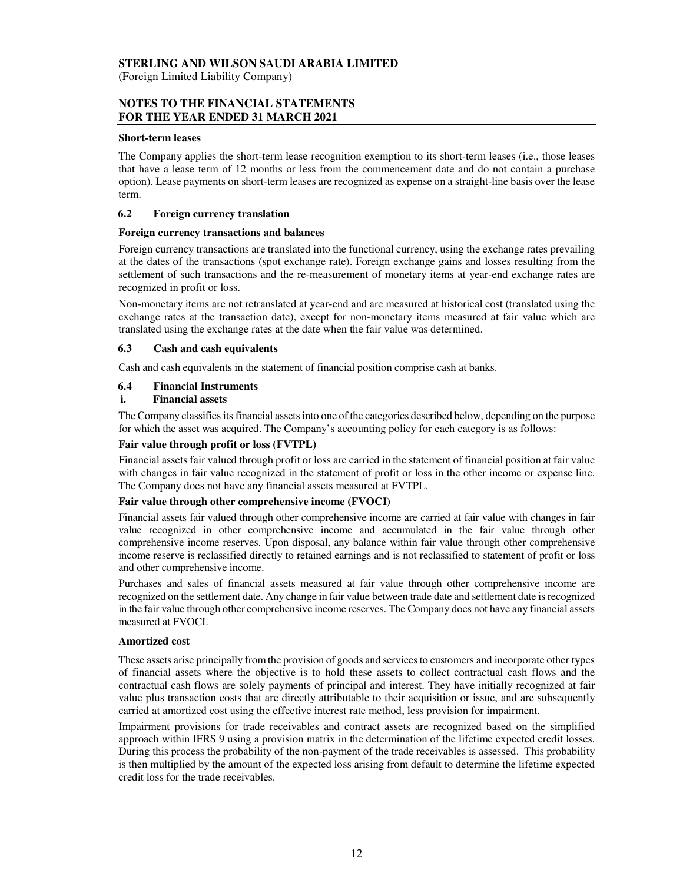**Short-term leases**

The Company applies the short-term lease recognition exemption to its short-term leases (i.e., those leases that have a lease term of 12 months or less from the commencement date and do not contain a purchase option). Lease payments on short-term leases are recognized as expense on a straight-line basis over the lease term.

## 6.2 Foreign currency translation

**Foreign currency transactions and balances**

Foreign currency transactions are translated into the functional currency, using the exchange rates prevailing at the dates of the transactions (spot exchange rate). Foreign exchange gains and losses resulting from the settlement of such transactions and the re-measurement of monetary items at year-end exchange rates are recognized in profit or loss.

Non-monetary items are not retranslated at year-end and are measured at historical cost (translated using the exchange rates at the transaction date), except for non-monetary items measured at fair value which are translated using the exchange rates at the date when the fair value was determined.

## 6.3 Cash and cash equivalents

Cash and cash equivalents in the statement of financial position comprise cash at banks.

## 6.4 Financial Instruments

### i. Financial assets

The Company classifies its financial assets into one of the categories described below, depending on the purpose for which the asset was acquired. The Company's accounting policy for each category is as follows:

**Fair value through profit or loss (FVTPL)**

Financial assets fair valued through profit or loss are carried in the statement of financial position at fair value with changes in fair value recognized in the statement of profit or loss in the other income or expense line. The Company does not have any financial assets measured at FVTPL.

**Fair value through other comprehensive income (FVOCI)**

Financial assets fair valued through other comprehensive income are carried at fair value with changes in fair value recognized in other comprehensive income and accumulated in the fair value through other comprehensive income reserves. Upon disposal, any balance within fair value through other comprehensive income reserve is reclassified directly to retained earnings and is not reclassified to statement of profit or loss and other comprehensive income.

Purchases and sales of financial assets measured at fair value through other comprehensive income are recognized on the settlement date. Any change in fair value between trade date and settlement date is recognized in the fair value through other comprehensive income reserves. The Company does not have any financial assets measured at FVOCI.

**Amortized cost**

These assets arise principally from the provision of goods and services to customers and incorporate other types of financial assets where the objective is to hold these assets to collect contractual cash flows and the contractual cash flows are solely payments of principal and interest. They have initially recognized at fair value plus transaction costs that are directly attributable to their acquisition or issue, and are subsequently carried at amortized cost using the effective interest rate method, less provision for impairment.

Impairment provisions for trade receivables and contract assets are recognized based on the simplified approach within IFRS 9 using a provision matrix in the determination of the lifetime expected credit losses. During this process the probability of the non-payment of the trade receivables is assessed. This probability is then multiplied by the amount of the expected loss arising from default to determine the lifetime expected credit loss for the trade receivables.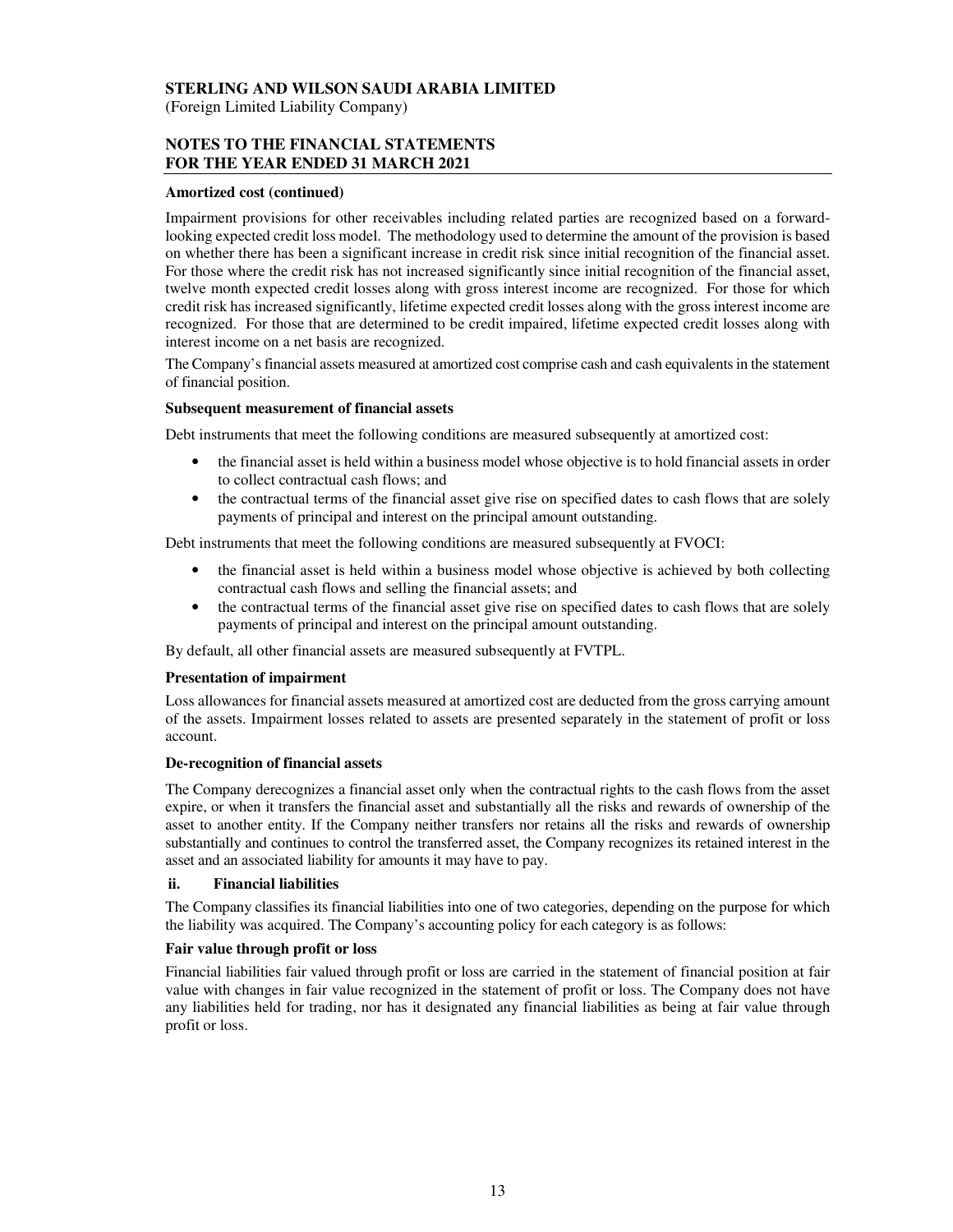**Amortized cost (continued)**

Impairment provisions for other receivables including related parties are recognized based on a forward-looking expected credit loss model. The methodology used to determine the amount of the provision is based on whether there has been a significant increase in credit risk since initial recognition of the financial asset. For those where the credit risk has not increased significantly since initial recognition of the financial asset, twelve month expected credit losses along with gross interest income are recognized. For those for which credit risk has increased significantly, lifetime expected credit losses along with the gross interest income are recognized. For those that are determined to be credit impaired, lifetime expected credit losses along with interest income on a net basis are recognized.

The Company's financial assets measured at amortized cost comprise cash and cash equivalents in the statement of financial position.

**Subsequent measurement of financial assets**

Debt instruments that meet the following conditions are measured subsequently at amortized cost:

- the financial asset is held within a business model whose objective is to hold financial assets in order to collect contractual cash flows; and
- the contractual terms of the financial asset give rise on specified dates to cash flows that are solely payments of principal and interest on the principal amount outstanding.

Debt instruments that meet the following conditions are measured subsequently at FVOCI:

- the financial asset is held within a business model whose objective is achieved by both collecting contractual cash flows and selling the financial assets; and
- the contractual terms of the financial asset give rise on specified dates to cash flows that are solely payments of principal and interest on the principal amount outstanding.

By default, all other financial assets are measured subsequently at FVTPL.

**Presentation of impairment**

Loss allowances for financial assets measured at amortized cost are deducted from the gross carrying amount of the assets. Impairment losses related to assets are presented separately in the statement of profit or loss account.

**De-recognition of financial assets**

The Company derecognizes a financial asset only when the contractual rights to the cash flows from the asset expire, or when it transfers the financial asset and substantially all the risks and rewards of ownership of the asset to another entity. If the Company neither transfers nor retains all the risks and rewards of ownership substantially and continues to control the transferred asset, the Company recognizes its retained interest in the asset and an associated liability for amounts it may have to pay.

**ii. Financial liabilities**

The Company classifies its financial liabilities into one of two categories, depending on the purpose for which the liability was acquired. The Company's accounting policy for each category is as follows:

**Fair value through profit or loss**

Financial liabilities fair valued through profit or loss are carried in the statement of financial position at fair value with changes in fair value recognized in the statement of profit or loss. The Company does not have any liabilities held for trading, nor has it designated any financial liabilities as being at fair value through profit or loss.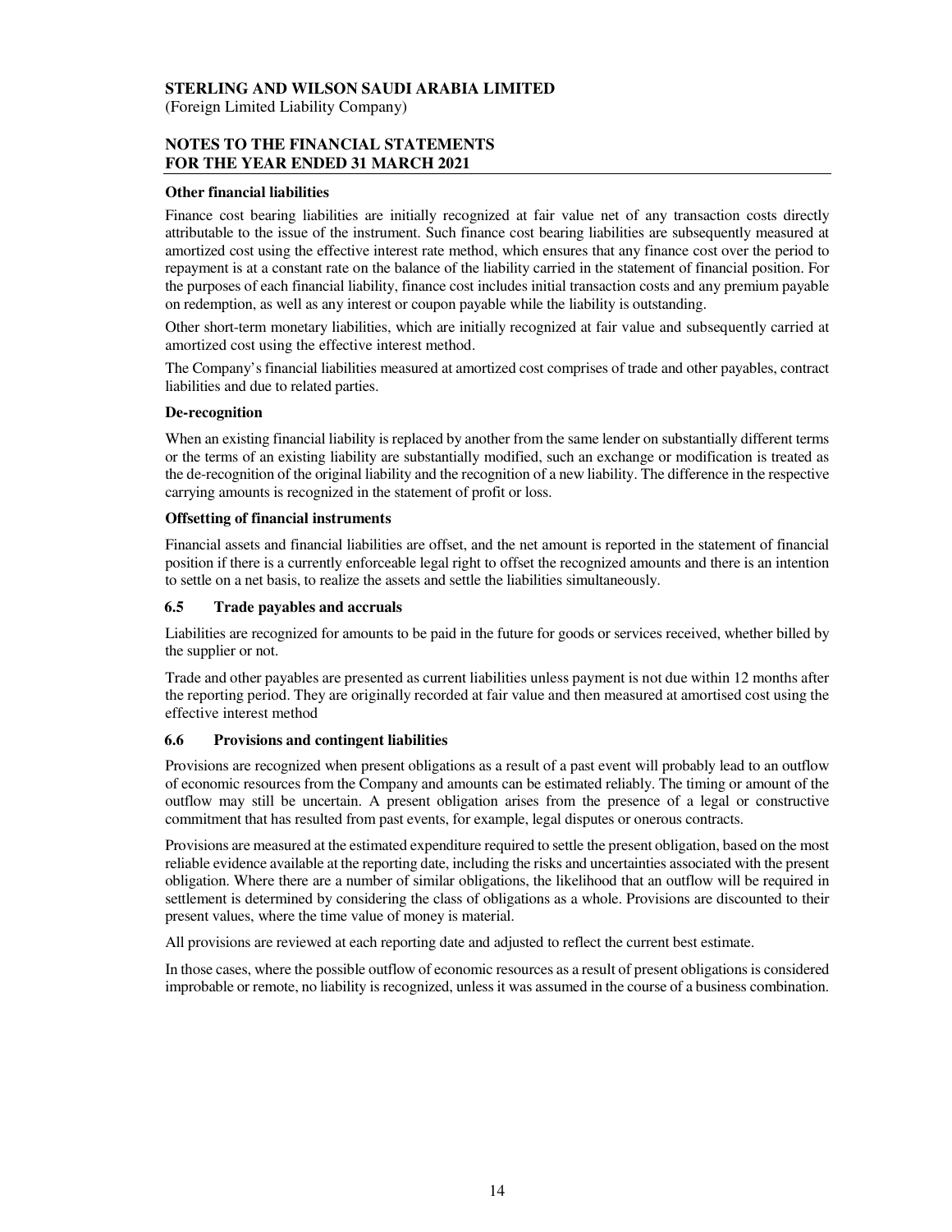**Other financial liabilities**

Finance cost bearing liabilities are initially recognized at fair value net of any transaction costs directly attributable to the issue of the instrument. Such finance cost bearing liabilities are subsequently measured at amortized cost using the effective interest rate method, which ensures that any finance cost over the period to repayment is at a constant rate on the balance of the liability carried in the statement of financial position. For the purposes of each financial liability, finance cost includes initial transaction costs and any premium payable on redemption, as well as any interest or coupon payable while the liability is outstanding.

Other short-term monetary liabilities, which are initially recognized at fair value and subsequently carried at amortized cost using the effective interest method.

The Company's financial liabilities measured at amortized cost comprises of trade and other payables, contract liabilities and due to related parties.

**De-recognition**

When an existing financial liability is replaced by another from the same lender on substantially different terms or the terms of an existing liability are substantially modified, such an exchange or modification is treated as the de-recognition of the original liability and the recognition of a new liability. The difference in the respective carrying amounts is recognized in the statement of profit or loss.

**Offsetting of financial instruments**

Financial assets and financial liabilities are offset, and the net amount is reported in the statement of financial position if there is a currently enforceable legal right to offset the recognized amounts and there is an intention to settle on a net basis, to realize the assets and settle the liabilities simultaneously.

### 6.5 Trade payables and accruals

Liabilities are recognized for amounts to be paid in the future for goods or services received, whether billed by the supplier or not.

Trade and other payables are presented as current liabilities unless payment is not due within 12 months after the reporting period. They are originally recorded at fair value and then measured at amortised cost using the effective interest method

### 6.6 Provisions and contingent liabilities

Provisions are recognized when present obligations as a result of a past event will probably lead to an outflow of economic resources from the Company and amounts can be estimated reliably. The timing or amount of the outflow may still be uncertain. A present obligation arises from the presence of a legal or constructive commitment that has resulted from past events, for example, legal disputes or onerous contracts.

Provisions are measured at the estimated expenditure required to settle the present obligation, based on the most reliable evidence available at the reporting date, including the risks and uncertainties associated with the present obligation. Where there are a number of similar obligations, the likelihood that an outflow will be required in settlement is determined by considering the class of obligations as a whole. Provisions are discounted to their present values, where the time value of money is material.

All provisions are reviewed at each reporting date and adjusted to reflect the current best estimate.

In those cases, where the possible outflow of economic resources as a result of present obligations is considered improbable or remote, no liability is recognized, unless it was assumed in the course of a business combination.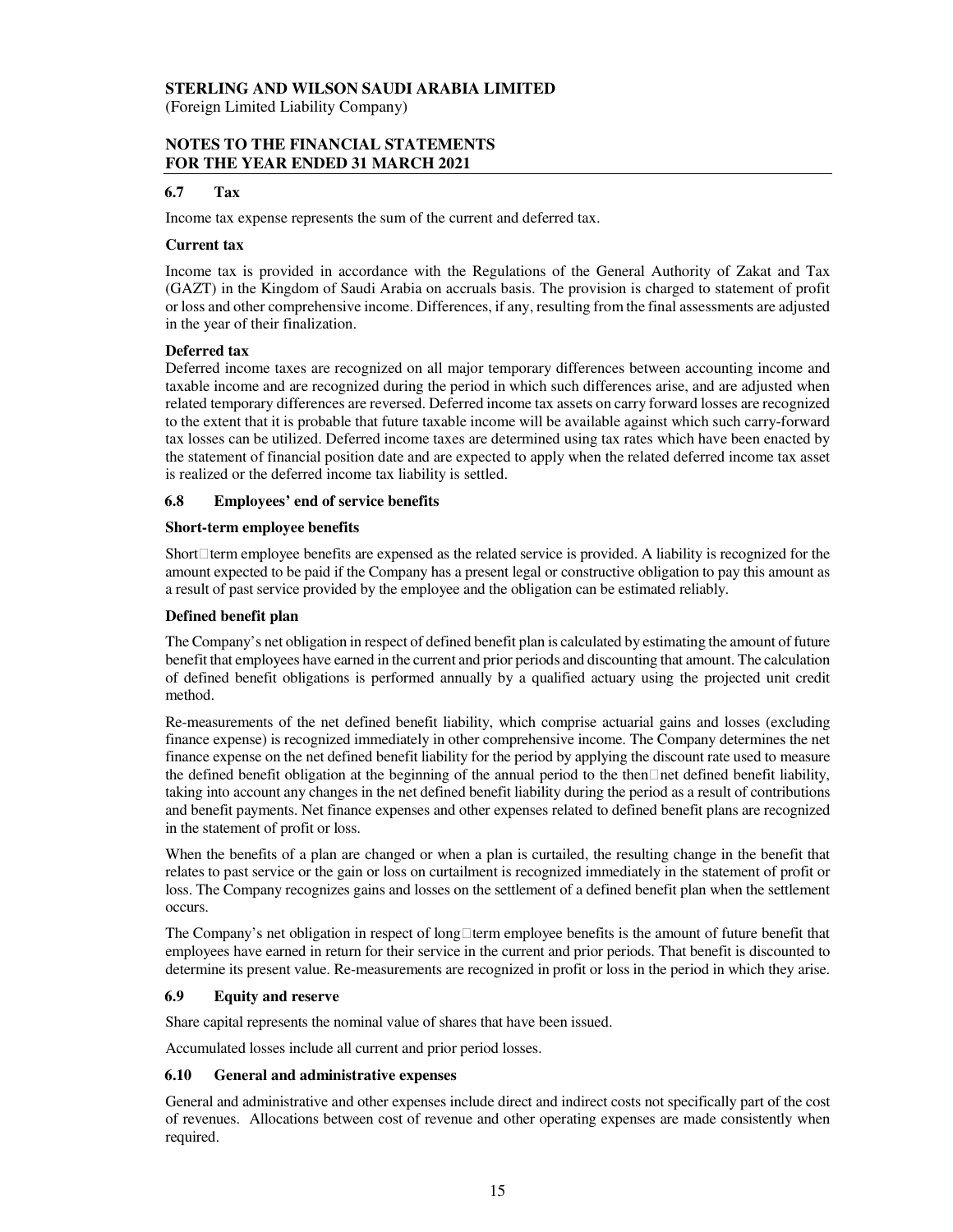### 6.7 Tax

Income tax expense represents the sum of the current and deferred tax.

**Current tax**

Income tax is provided in accordance with the Regulations of the General Authority of Zakat and Tax (GAZT) in the Kingdom of Saudi Arabia on accruals basis. The provision is charged to statement of profit or loss and other comprehensive income. Differences, if any, resulting from the final assessments are adjusted in the year of their finalization.

**Deferred tax**

Deferred income taxes are recognized on all major temporary differences between accounting income and taxable income and are recognized during the period in which such differences arise, and are adjusted when related temporary differences are reversed. Deferred income tax assets on carry forward losses are recognized to the extent that it is probable that future taxable income will be available against which such carry-forward tax losses can be utilized. Deferred income taxes are determined using tax rates which have been enacted by the statement of financial position date and are expected to apply when the related deferred income tax asset is realized or the deferred income tax liability is settled.

### 6.8 Employees' end of service benefits

**Short-term employee benefits**

Short-term employee benefits are expensed as the related service is provided. A liability is recognized for the amount expected to be paid if the Company has a present legal or constructive obligation to pay this amount as a result of past service provided by the employee and the obligation can be estimated reliably.

**Defined benefit plan**

The Company's net obligation in respect of defined benefit plan is calculated by estimating the amount of future benefit that employees have earned in the current and prior periods and discounting that amount. The calculation of defined benefit obligations is performed annually by a qualified actuary using the projected unit credit method.

Re-measurements of the net defined benefit liability, which comprise actuarial gains and losses (excluding finance expense) is recognized immediately in other comprehensive income. The Company determines the net finance expense on the net defined benefit liability for the period by applying the discount rate used to measure the defined benefit obligation at the beginning of the annual period to the then-net defined benefit liability, taking into account any changes in the net defined benefit liability during the period as a result of contributions and benefit payments. Net finance expenses and other expenses related to defined benefit plans are recognized in the statement of profit or loss.

When the benefits of a plan are changed or when a plan is curtailed, the resulting change in the benefit that relates to past service or the gain or loss on curtailment is recognized immediately in the statement of profit or loss. The Company recognizes gains and losses on the settlement of a defined benefit plan when the settlement occurs.

The Company's net obligation in respect of long-term employee benefits is the amount of future benefit that employees have earned in return for their service in the current and prior periods. That benefit is discounted to determine its present value. Re-measurements are recognized in profit or loss in the period in which they arise.

### 6.9 Equity and reserve

Share capital represents the nominal value of shares that have been issued.

Accumulated losses include all current and prior period losses.

### 6.10 General and administrative expenses

General and administrative and other expenses include direct and indirect costs not specifically part of the cost of revenues. Allocations between cost of revenue and other operating expenses are made consistently when required.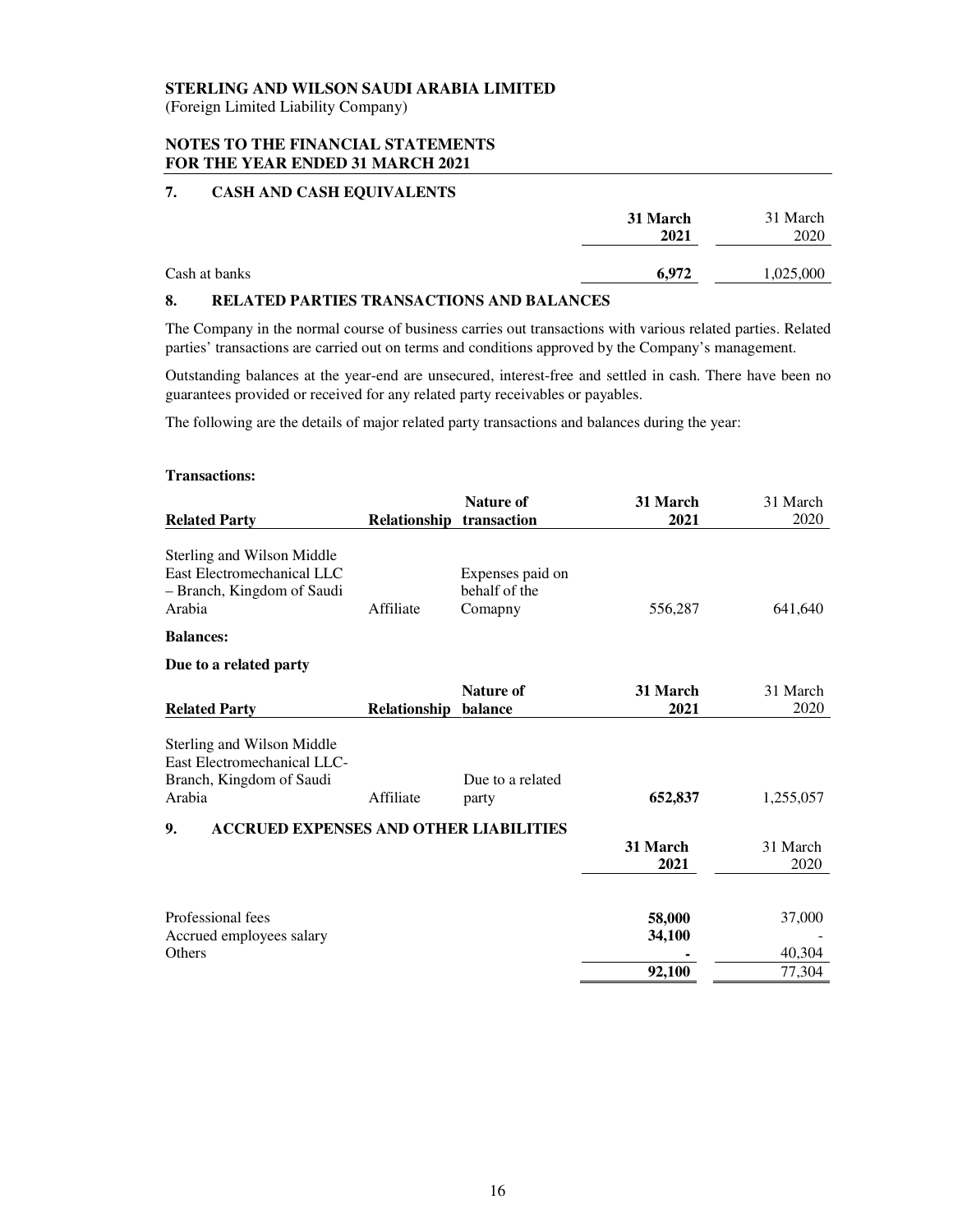**STERLING AND WILSON SAUDI ARABIA LIMITED**
(Foreign Limited Liability Company)

**NOTES TO THE FINANCIAL STATEMENTS**
**FOR THE YEAR ENDED 31 MARCH 2021**

## 7. CASH AND CASH EQUIVALENTS

| | **31 March 2021** | 31 March 2020 |
|---|---|---|
| Cash at banks | **6,972** | 1,025,000 |

## 8. RELATED PARTIES TRANSACTIONS AND BALANCES

The Company in the normal course of business carries out transactions with various related parties. Related parties' transactions are carried out on terms and conditions approved by the Company's management.

Outstanding balances at the year-end are unsecured, interest-free and settled in cash. There have been no guarantees provided or received for any related party receivables or payables.

The following are the details of major related party transactions and balances during the year:

**Transactions:**

| **Related Party** | **Relationship** | **Nature of transaction** | **31 March 2021** | 31 March 2020 |
|---|---|---|---|---|
| Sterling and Wilson Middle East Electromechanical LLC – Branch, Kingdom of Saudi Arabia | Affiliate | Expenses paid on behalf of the Comapny | 556,287 | 641,640 |

**Balances:**

**Due to a related party**

| **Related Party** | **Relationship** | **Nature of balance** | **31 March 2021** | 31 March 2020 |
|---|---|---|---|---|
| Sterling and Wilson Middle East Electromechanical LLC- Branch, Kingdom of Saudi Arabia | Affiliate | Due to a related party | **652,837** | 1,255,057 |

## 9. ACCRUED EXPENSES AND OTHER LIABILITIES

| | **31 March 2021** | 31 March 2020 |
|---|---|---|
| Professional fees | **58,000** | 37,000 |
| Accrued employees salary | **34,100** | - |
| Others | **-** | 40,304 |
| | **92,100** | 77,304 |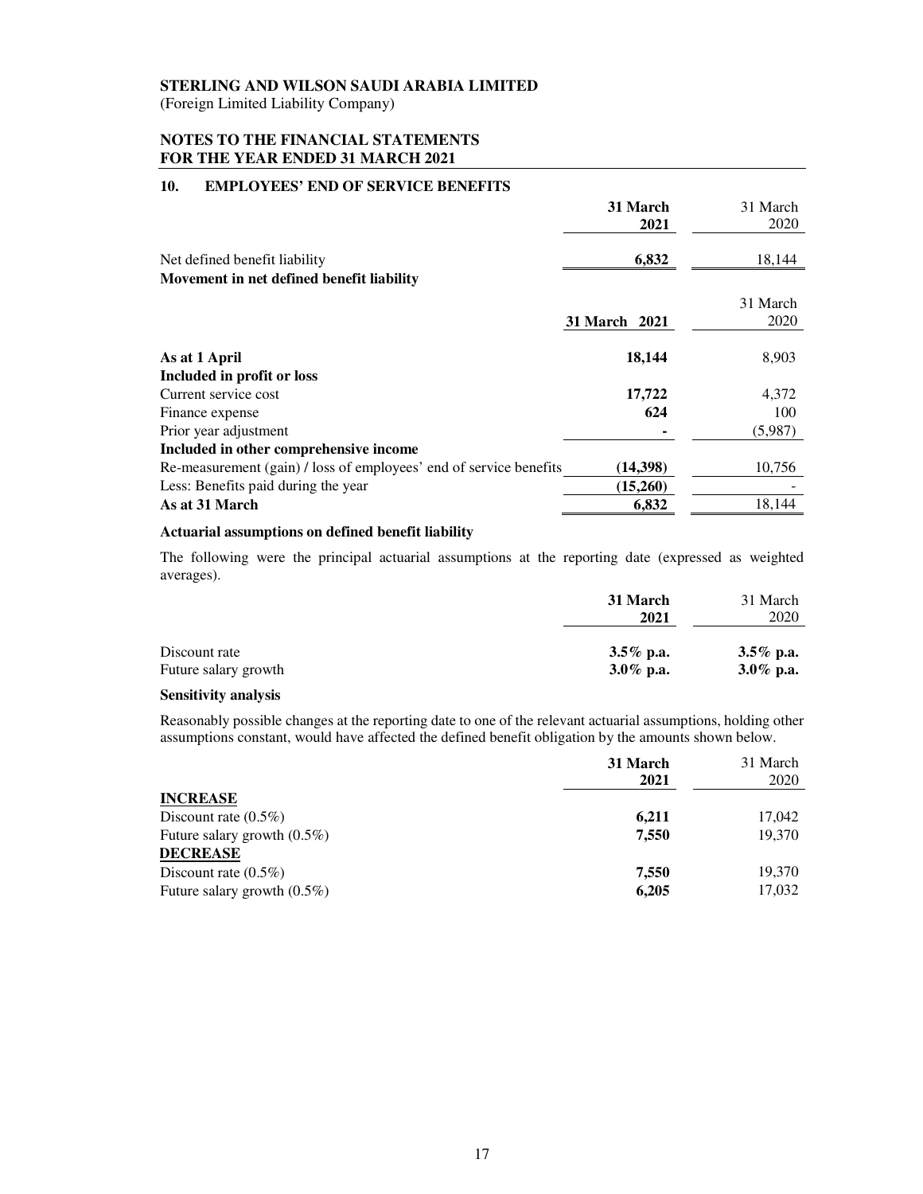**STERLING AND WILSON SAUDI ARABIA LIMITED**
(Foreign Limited Liability Company)

**NOTES TO THE FINANCIAL STATEMENTS**
**FOR THE YEAR ENDED 31 MARCH 2021**

## 10. EMPLOYEES' END OF SERVICE BENEFITS

| | **31 March 2021** | 31 March 2020 |
|---|---|---|
| Net defined benefit liability | **6,832** | 18,144 |

**Movement in net defined benefit liability**

| | **31 March 2021** | 31 March 2020 |
|---|---|---|
| **As at 1 April** | **18,144** | 8,903 |
| **Included in profit or loss** | | |
| Current service cost | **17,722** | 4,372 |
| Finance expense | **624** | 100 |
| Prior year adjustment | **-** | (5,987) |
| **Included in other comprehensive income** | | |
| Re-measurement (gain) / loss of employees' end of service benefits | **(14,398)** | 10,756 |
| Less: Benefits paid during the year | **(15,260)** | - |
| **As at 31 March** | **6,832** | 18,144 |

**Actuarial assumptions on defined benefit liability**

The following were the principal actuarial assumptions at the reporting date (expressed as weighted averages).

| | **31 March 2021** | 31 March 2020 |
|---|---|---|
| Discount rate | **3.5% p.a.** | **3.5% p.a.** |
| Future salary growth | **3.0% p.a.** | **3.0% p.a.** |

**Sensitivity analysis**

Reasonably possible changes at the reporting date to one of the relevant actuarial assumptions, holding other assumptions constant, would have affected the defined benefit obligation by the amounts shown below.

| | **31 March 2021** | 31 March 2020 |
|---|---|---|
| **INCREASE** | | |
| Discount rate (0.5%) | **6,211** | 17,042 |
| Future salary growth (0.5%) | **7,550** | 19,370 |
| **DECREASE** | | |
| Discount rate (0.5%) | **7,550** | 19,370 |
| Future salary growth (0.5%) | **6,205** | 17,032 |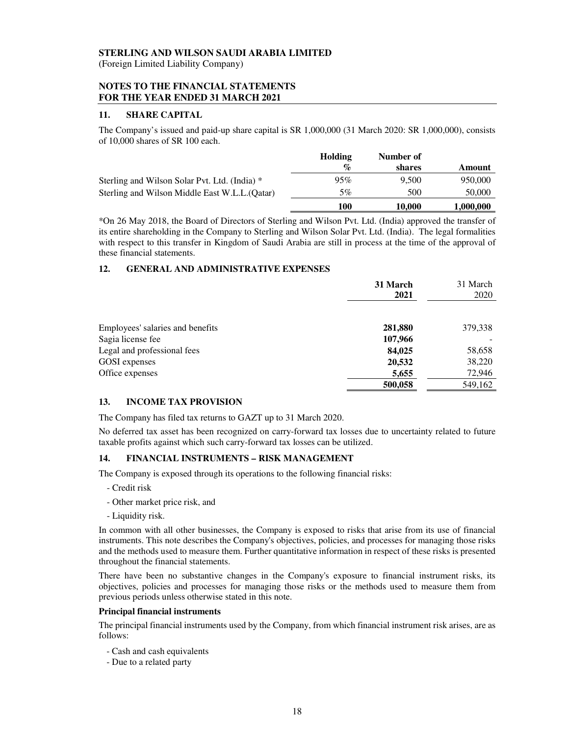**STERLING AND WILSON SAUDI ARABIA LIMITED**
(Foreign Limited Liability Company)

**NOTES TO THE FINANCIAL STATEMENTS**
**FOR THE YEAR ENDED 31 MARCH 2021**

## 11. SHARE CAPITAL

The Company's issued and paid-up share capital is SR 1,000,000 (31 March 2020: SR 1,000,000), consists of 10,000 shares of SR 100 each.

| | Holding % | Number of shares | Amount |
|---|---|---|---|
| Sterling and Wilson Solar Pvt. Ltd. (India) * | 95% | 9,500 | 950,000 |
| Sterling and Wilson Middle East W.L.L.(Qatar) | 5% | 500 | 50,000 |
| | **100** | **10,000** | **1,000,000** |

*On 26 May 2018, the Board of Directors of Sterling and Wilson Pvt. Ltd. (India) approved the transfer of its entire shareholding in the Company to Sterling and Wilson Solar Pvt. Ltd. (India). The legal formalities with respect to this transfer in Kingdom of Saudi Arabia are still in process at the time of the approval of these financial statements.

## 12. GENERAL AND ADMINISTRATIVE EXPENSES

| | 31 March 2021 | 31 March 2020 |
|---|---|---|
| Employees' salaries and benefits | **281,880** | 379,338 |
| Sagia license fee | **107,966** | - |
| Legal and professional fees | **84,025** | 58,658 |
| GOSI expenses | **20,532** | 38,220 |
| Office expenses | **5,655** | 72,946 |
| | **500,058** | 549,162 |

## 13. INCOME TAX PROVISION

The Company has filed tax returns to GAZT up to 31 March 2020.

No deferred tax asset has been recognized on carry-forward tax losses due to uncertainty related to future taxable profits against which such carry-forward tax losses can be utilized.

## 14. FINANCIAL INSTRUMENTS – RISK MANAGEMENT

The Company is exposed through its operations to the following financial risks:

- Credit risk
- Other market price risk, and
- Liquidity risk.

In common with all other businesses, the Company is exposed to risks that arise from its use of financial instruments. This note describes the Company's objectives, policies, and processes for managing those risks and the methods used to measure them. Further quantitative information in respect of these risks is presented throughout the financial statements.

There have been no substantive changes in the Company's exposure to financial instrument risks, its objectives, policies and processes for managing those risks or the methods used to measure them from previous periods unless otherwise stated in this note.

**Principal financial instruments**

The principal financial instruments used by the Company, from which financial instrument risk arises, are as follows:

- Cash and cash equivalents
- Due to a related party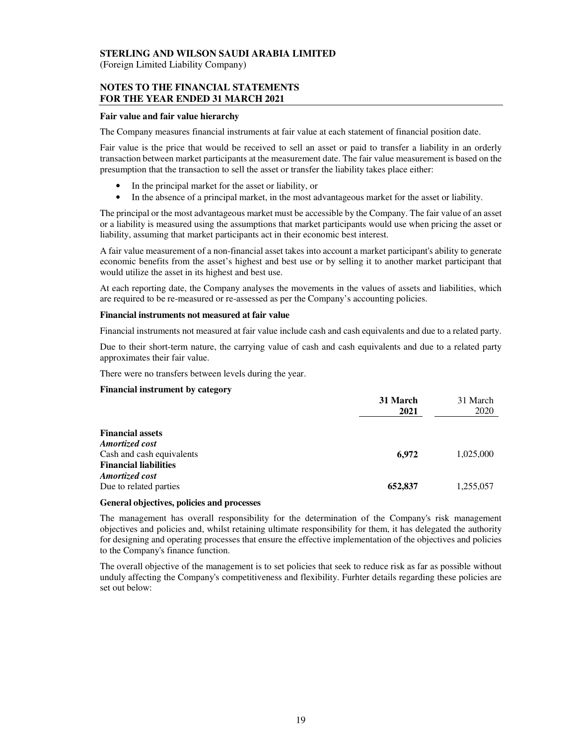**Fair value and fair value hierarchy**

The Company measures financial instruments at fair value at each statement of financial position date.

Fair value is the price that would be received to sell an asset or paid to transfer a liability in an orderly transaction between market participants at the measurement date. The fair value measurement is based on the presumption that the transaction to sell the asset or transfer the liability takes place either:

- In the principal market for the asset or liability, or
- In the absence of a principal market, in the most advantageous market for the asset or liability.

The principal or the most advantageous market must be accessible by the Company. The fair value of an asset or a liability is measured using the assumptions that market participants would use when pricing the asset or liability, assuming that market participants act in their economic best interest.

A fair value measurement of a non-financial asset takes into account a market participant's ability to generate economic benefits from the asset's highest and best use or by selling it to another market participant that would utilize the asset in its highest and best use.

At each reporting date, the Company analyses the movements in the values of assets and liabilities, which are required to be re-measured or re-assessed as per the Company's accounting policies.

**Financial instruments not measured at fair value**

Financial instruments not measured at fair value include cash and cash equivalents and due to a related party.

Due to their short-term nature, the carrying value of cash and cash equivalents and due to a related party approximates their fair value.

There were no transfers between levels during the year.

**Financial instrument by category**

| | **31 March 2021** | 31 March 2020 |
|---|---|---|
| **Financial assets** | | |
| ***Amortized cost*** | | |
| Cash and cash equivalents | **6,972** | 1,025,000 |
| **Financial liabilities** | | |
| ***Amortized cost*** | | |
| Due to related parties | **652,837** | 1,255,057 |

**General objectives, policies and processes**

The management has overall responsibility for the determination of the Company's risk management objectives and policies and, whilst retaining ultimate responsibility for them, it has delegated the authority for designing and operating processes that ensure the effective implementation of the objectives and policies to the Company's finance function.

The overall objective of the management is to set policies that seek to reduce risk as far as possible without unduly affecting the Company's competitiveness and flexibility. Furhter details regarding these policies are set out below: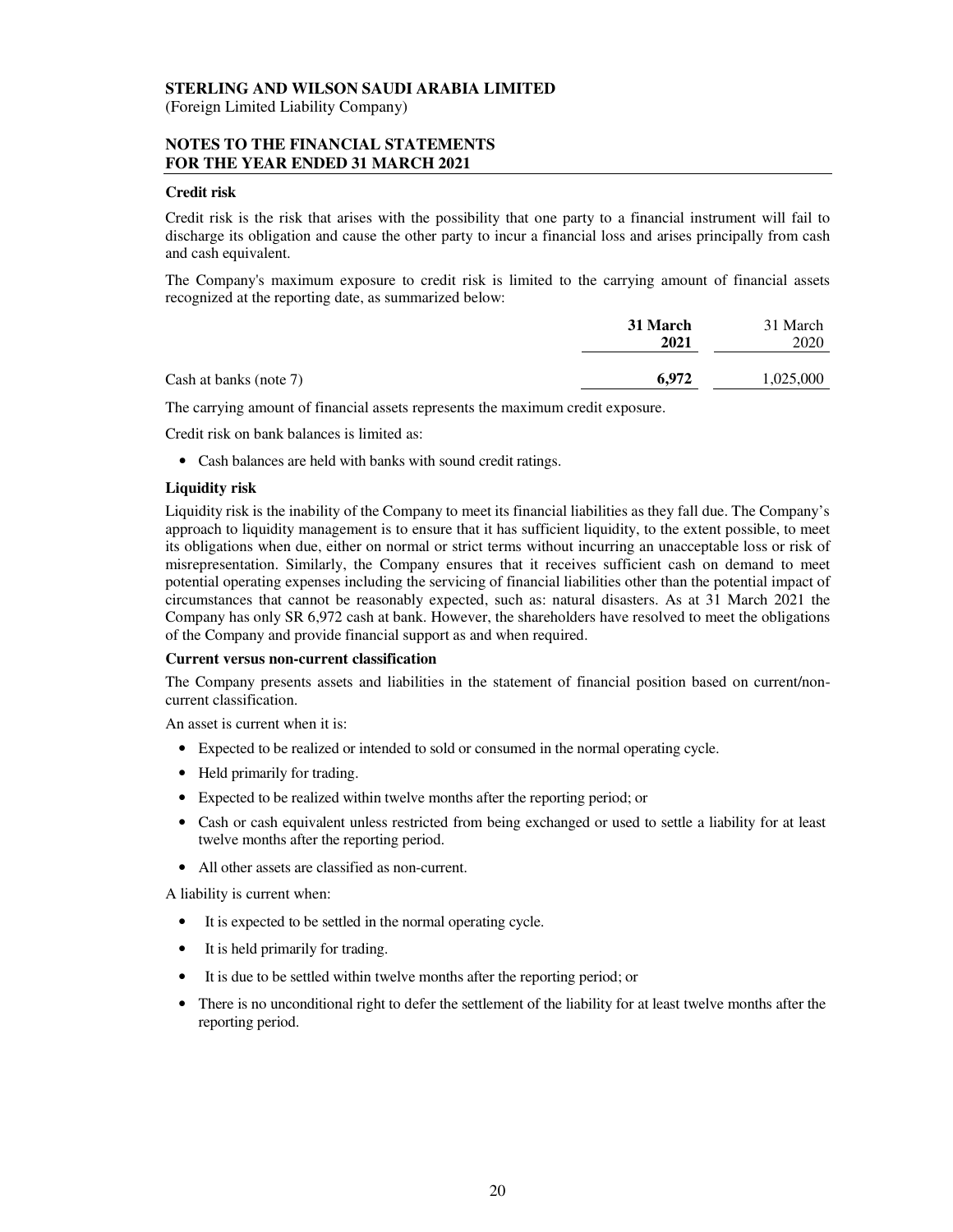**STERLING AND WILSON SAUDI ARABIA LIMITED**
(Foreign Limited Liability Company)

**NOTES TO THE FINANCIAL STATEMENTS**
**FOR THE YEAR ENDED 31 MARCH 2021**

**Credit risk**

Credit risk is the risk that arises with the possibility that one party to a financial instrument will fail to discharge its obligation and cause the other party to incur a financial loss and arises principally from cash and cash equivalent.

The Company's maximum exposure to credit risk is limited to the carrying amount of financial assets recognized at the reporting date, as summarized below:

| | **31 March 2021** | 31 March 2020 |
|---|---|---|
| Cash at banks (note 7) | **6,972** | 1,025,000 |

The carrying amount of financial assets represents the maximum credit exposure.

Credit risk on bank balances is limited as:

- Cash balances are held with banks with sound credit ratings.

**Liquidity risk**

Liquidity risk is the inability of the Company to meet its financial liabilities as they fall due. The Company's approach to liquidity management is to ensure that it has sufficient liquidity, to the extent possible, to meet its obligations when due, either on normal or strict terms without incurring an unacceptable loss or risk of misrepresentation. Similarly, the Company ensures that it receives sufficient cash on demand to meet potential operating expenses including the servicing of financial liabilities other than the potential impact of circumstances that cannot be reasonably expected, such as: natural disasters. As at 31 March 2021 the Company has only SR 6,972 cash at bank. However, the shareholders have resolved to meet the obligations of the Company and provide financial support as and when required.

**Current versus non-current classification**

The Company presents assets and liabilities in the statement of financial position based on current/non-current classification.

An asset is current when it is:

- Expected to be realized or intended to sold or consumed in the normal operating cycle.
- Held primarily for trading.
- Expected to be realized within twelve months after the reporting period; or
- Cash or cash equivalent unless restricted from being exchanged or used to settle a liability for at least twelve months after the reporting period.
- All other assets are classified as non-current.

A liability is current when:

- It is expected to be settled in the normal operating cycle.
- It is held primarily for trading.
- It is due to be settled within twelve months after the reporting period; or
- There is no unconditional right to defer the settlement of the liability for at least twelve months after the reporting period.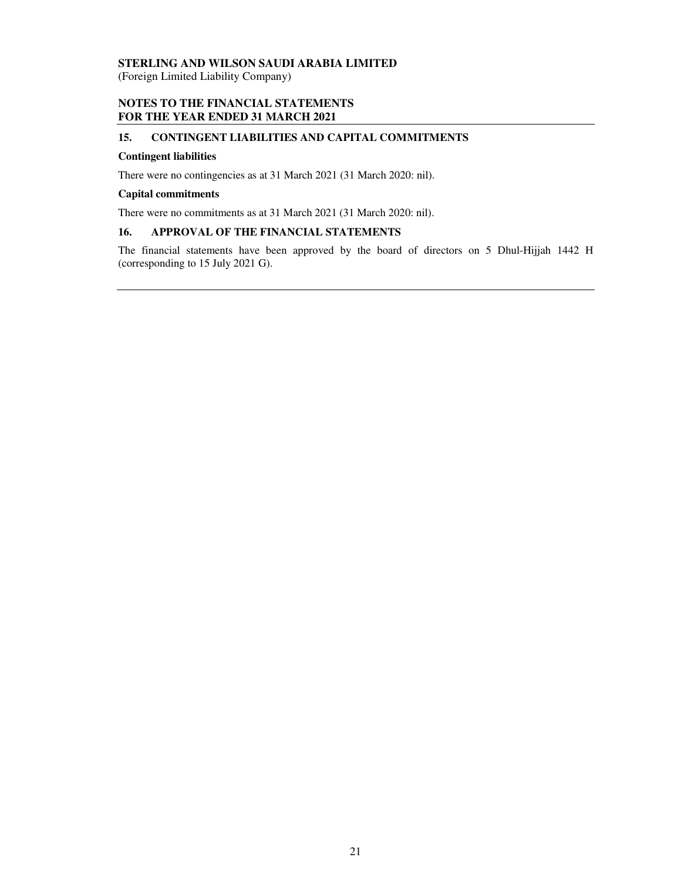## 15. CONTINGENT LIABILITIES AND CAPITAL COMMITMENTS

**Contingent liabilities**

There were no contingencies as at 31 March 2021 (31 March 2020: nil).

**Capital commitments**

There were no commitments as at 31 March 2021 (31 March 2020: nil).

## 16. APPROVAL OF THE FINANCIAL STATEMENTS

The financial statements have been approved by the board of directors on 5 Dhul-Hijjah 1442 H (corresponding to 15 July 2021 G).